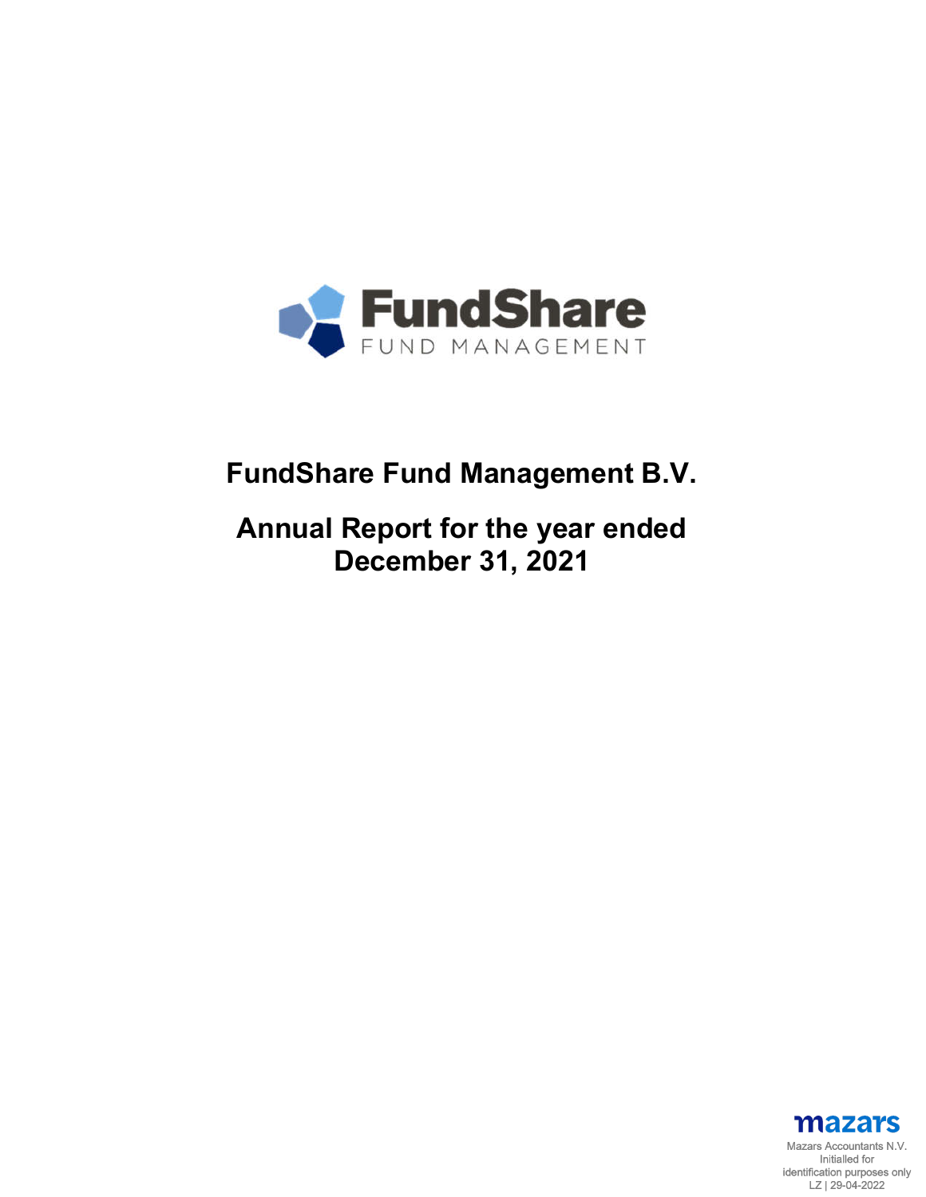FundShare
FUND MANAGEMENT

# FundShare Fund Management B.V.

# Annual Report for the year ended December 31, 2021

mazars
Mazars Accountants N.V.
Initialled for
identification purposes only
LZ | 29-04-2022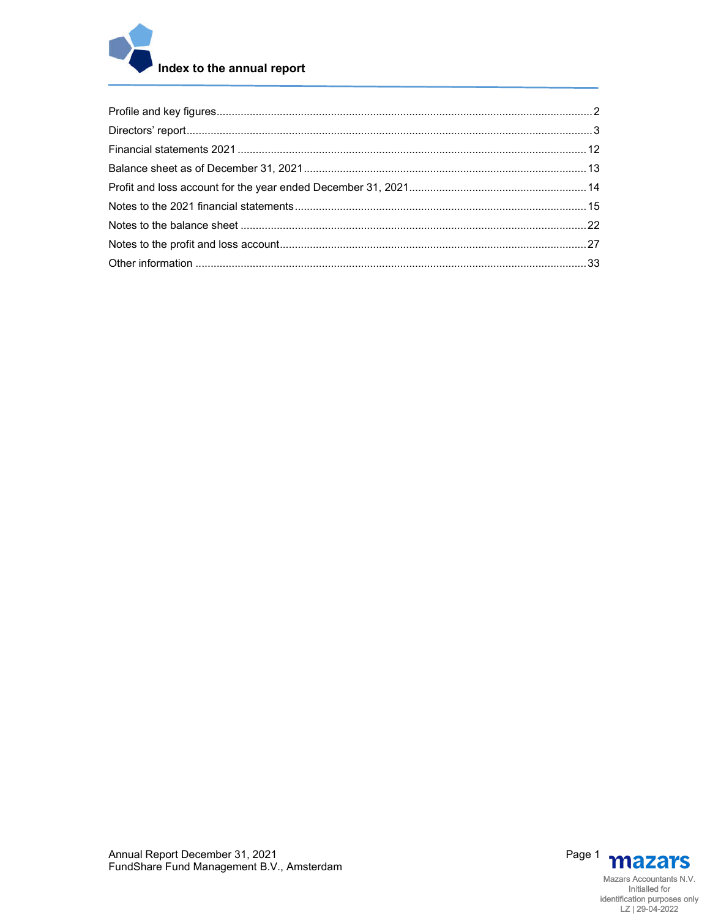# Index to the annual report

| | |
|---|---|
| Profile and key figures | 2 |
| Directors' report | 3 |
| Financial statements 2021 | 12 |
| Balance sheet as of December 31, 2021 | 13 |
| Profit and loss account for the year ended December 31, 2021 | 14 |
| Notes to the 2021 financial statements | 15 |
| Notes to the balance sheet | 22 |
| Notes to the profit and loss account | 27 |
| Other information | 33 |

Mazars Accountants N.V.
Initialled for identification purposes only
LZ | 29-04-2022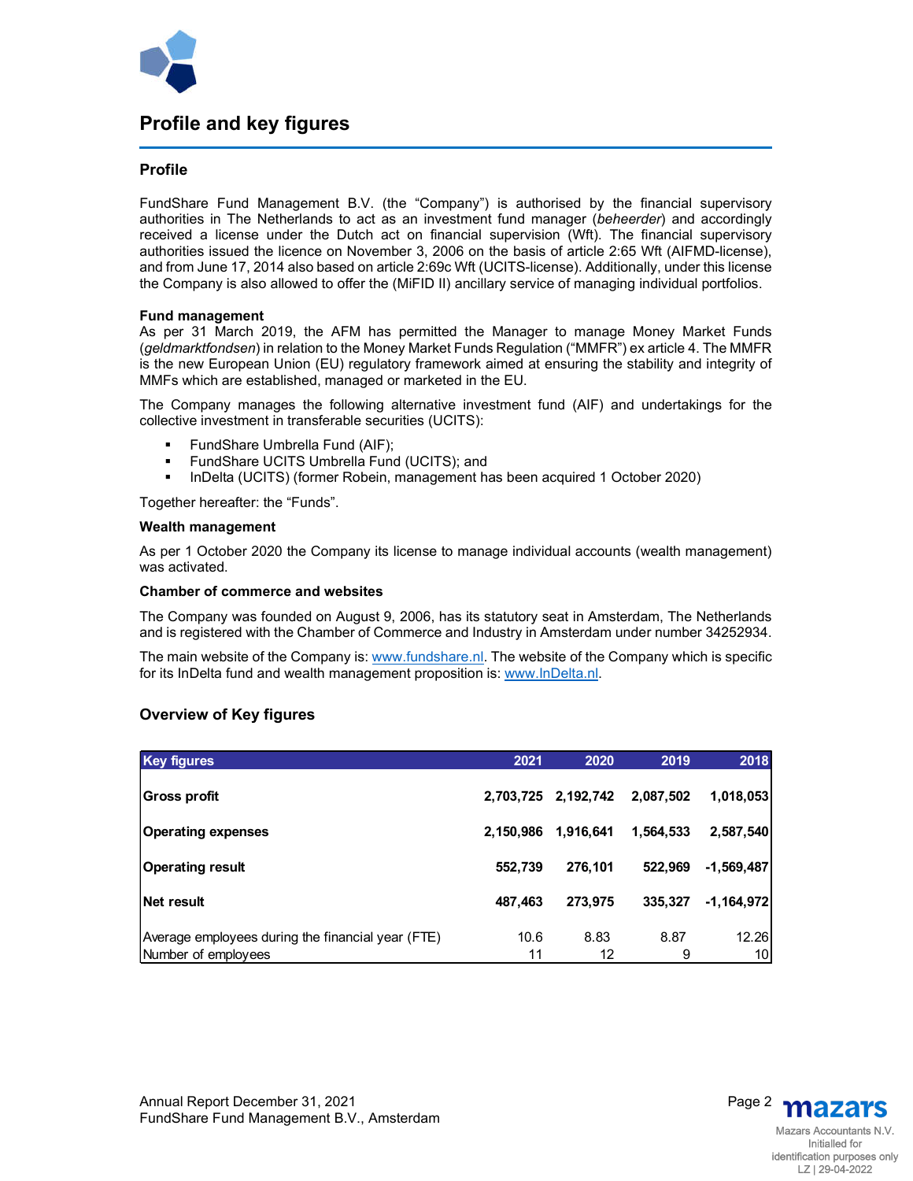# Profile and key figures

## Profile

FundShare Fund Management B.V. (the "Company") is authorised by the financial supervisory authorities in The Netherlands to act as an investment fund manager (*beheerder*) and accordingly received a license under the Dutch act on financial supervision (Wft). The financial supervisory authorities issued the licence on November 3, 2006 on the basis of article 2:65 Wft (AIFMD-license), and from June 17, 2014 also based on article 2:69c Wft (UCITS-license). Additionally, under this license the Company is also allowed to offer the (MiFID II) ancillary service of managing individual portfolios.

**Fund management**

As per 31 March 2019, the AFM has permitted the Manager to manage Money Market Funds (*geldmarktfondsen*) in relation to the Money Market Funds Regulation ("MMFR") ex article 4. The MMFR is the new European Union (EU) regulatory framework aimed at ensuring the stability and integrity of MMFs which are established, managed or marketed in the EU.

The Company manages the following alternative investment fund (AIF) and undertakings for the collective investment in transferable securities (UCITS):

- FundShare Umbrella Fund (AIF);
- FundShare UCITS Umbrella Fund (UCITS); and
- InDelta (UCITS) (former Robein, management has been acquired 1 October 2020)

Together hereafter: the "Funds".

**Wealth management**

As per 1 October 2020 the Company its license to manage individual accounts (wealth management) was activated.

**Chamber of commerce and websites**

The Company was founded on August 9, 2006, has its statutory seat in Amsterdam, The Netherlands and is registered with the Chamber of Commerce and Industry in Amsterdam under number 34252934.

The main website of the Company is: www.fundshare.nl. The website of the Company which is specific for its InDelta fund and wealth management proposition is: www.InDelta.nl.

## Overview of Key figures

| Key figures | 2021 | 2020 | 2019 | 2018 |
|---|---|---|---|---|
| **Gross profit** | **2,703,725** | **2,192,742** | **2,087,502** | **1,018,053** |
| **Operating expenses** | **2,150,986** | **1,916,641** | **1,564,533** | **2,587,540** |
| **Operating result** | **552,739** | **276,101** | **522,969** | **-1,569,487** |
| **Net result** | **487,463** | **273,975** | **335,327** | **-1,164,972** |
| Average employees during the financial year (FTE) | 10.6 | 8.83 | 8.87 | 12.26 |
| Number of employees | 11 | 12 | 9 | 10 |

Annual Report December 31, 2021
FundShare Fund Management B.V., Amsterdam

Mazars Accountants N.V.
Initialled for identification purposes only
LZ | 29-04-2022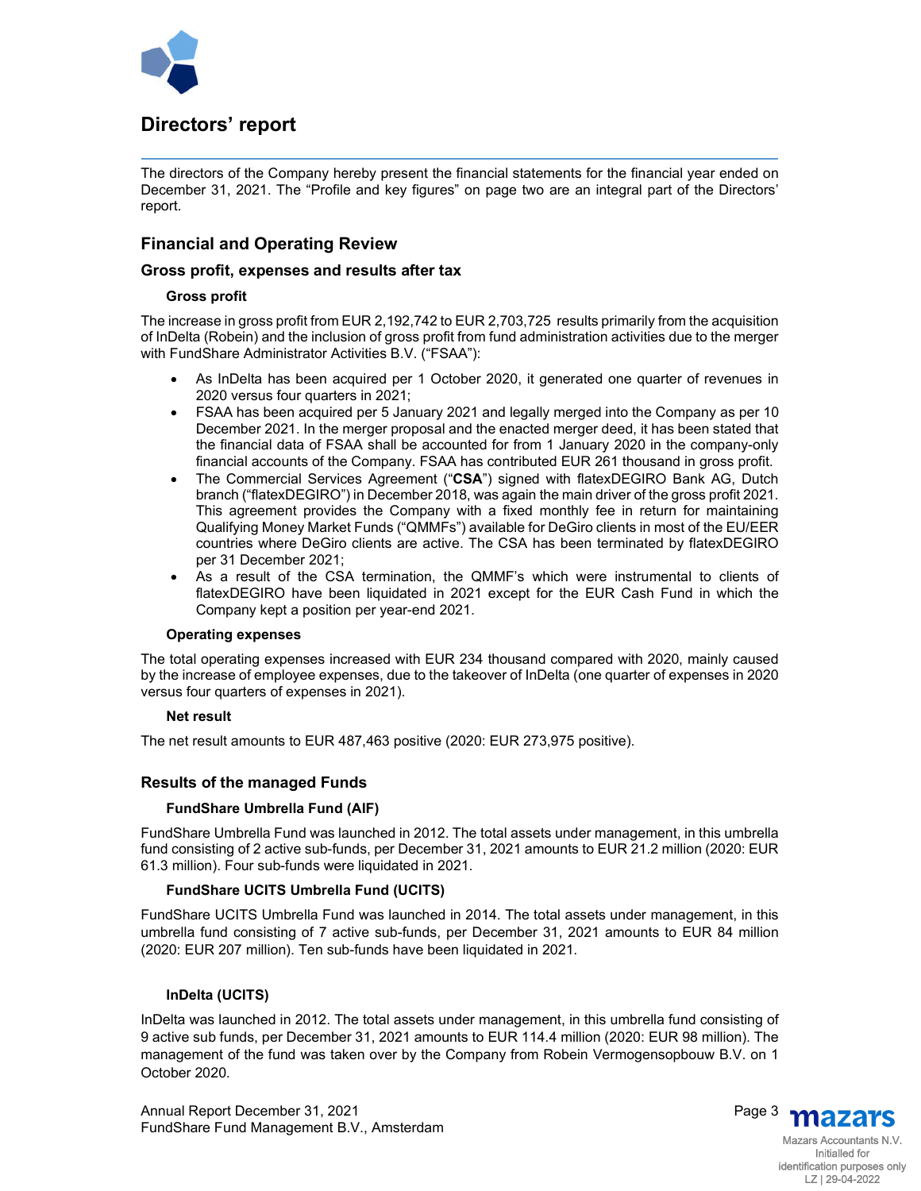# Directors' report

The directors of the Company hereby present the financial statements for the financial year ended on December 31, 2021. The "Profile and key figures" on page two are an integral part of the Directors' report.

## Financial and Operating Review

### Gross profit, expenses and results after tax

#### Gross profit

The increase in gross profit from EUR 2,192,742 to EUR 2,703,725 results primarily from the acquisition of InDelta (Robein) and the inclusion of gross profit from fund administration activities due to the merger with FundShare Administrator Activities B.V. ("FSAA"):

- As InDelta has been acquired per 1 October 2020, it generated one quarter of revenues in 2020 versus four quarters in 2021;
- FSAA has been acquired per 5 January 2021 and legally merged into the Company as per 10 December 2021. In the merger proposal and the enacted merger deed, it has been stated that the financial data of FSAA shall be accounted for from 1 January 2020 in the company-only financial accounts of the Company. FSAA has contributed EUR 261 thousand in gross profit.
- The Commercial Services Agreement ("**CSA**") signed with flatexDEGIRO Bank AG, Dutch branch ("flatexDEGIRO") in December 2018, was again the main driver of the gross profit 2021. This agreement provides the Company with a fixed monthly fee in return for maintaining Qualifying Money Market Funds ("QMMFs") available for DeGiro clients in most of the EU/EER countries where DeGiro clients are active. The CSA has been terminated by flatexDEGIRO per 31 December 2021;
- As a result of the CSA termination, the QMMF's which were instrumental to clients of flatexDEGIRO have been liquidated in 2021 except for the EUR Cash Fund in which the Company kept a position per year-end 2021.

#### Operating expenses

The total operating expenses increased with EUR 234 thousand compared with 2020, mainly caused by the increase of employee expenses, due to the takeover of InDelta (one quarter of expenses in 2020 versus four quarters of expenses in 2021).

#### Net result

The net result amounts to EUR 487,463 positive (2020: EUR 273,975 positive).

### Results of the managed Funds

#### FundShare Umbrella Fund (AIF)

FundShare Umbrella Fund was launched in 2012. The total assets under management, in this umbrella fund consisting of 2 active sub-funds, per December 31, 2021 amounts to EUR 21.2 million (2020: EUR 61.3 million). Four sub-funds were liquidated in 2021.

#### FundShare UCITS Umbrella Fund (UCITS)

FundShare UCITS Umbrella Fund was launched in 2014. The total assets under management, in this umbrella fund consisting of 7 active sub-funds, per December 31, 2021 amounts to EUR 84 million (2020: EUR 207 million). Ten sub-funds have been liquidated in 2021.

#### InDelta (UCITS)

InDelta was launched in 2012. The total assets under management, in this umbrella fund consisting of 9 active sub funds, per December 31, 2021 amounts to EUR 114.4 million (2020: EUR 98 million). The management of the fund was taken over by the Company from Robein Vermogensopbouw B.V. on 1 October 2020.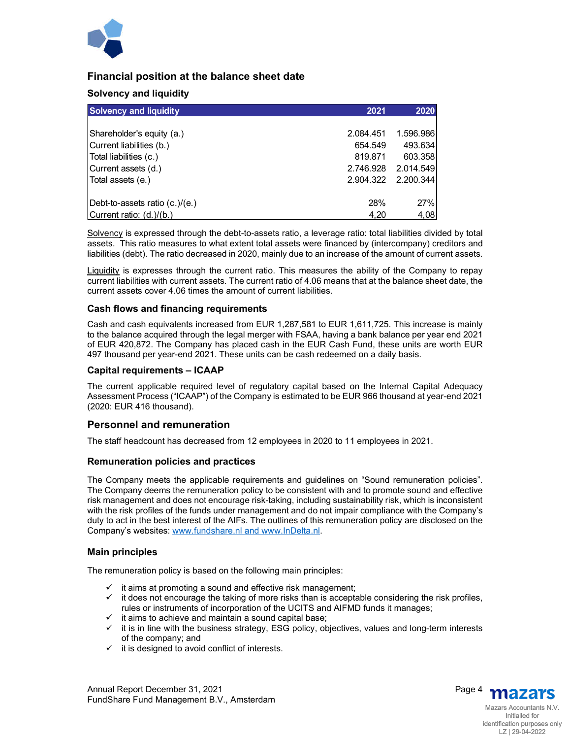## Financial position at the balance sheet date

### Solvency and liquidity

| Solvency and liquidity | 2021 | 2020 |
|---|---|---|
| Shareholder's equity (a.) | 2.084.451 | 1.596.986 |
| Current liabilities (b.) | 654.549 | 493.634 |
| Total liabilities (c.) | 819.871 | 603.358 |
| Current assets (d.) | 2.746.928 | 2.014.549 |
| Total assets (e.) | 2.904.322 | 2.200.344 |
| Debt-to-assets ratio (c.)/(e.) | 28% | 27% |
| Current ratio: (d.)/(b.) | 4,20 | 4,08 |

Solvency is expressed through the debt-to-assets ratio, a leverage ratio: total liabilities divided by total assets. This ratio measures to what extent total assets were financed by (intercompany) creditors and liabilities (debt). The ratio decreased in 2020, mainly due to an increase of the amount of current assets.

Liquidity is expresses through the current ratio. This measures the ability of the Company to repay current liabilities with current assets. The current ratio of 4.06 means that at the balance sheet date, the current assets cover 4.06 times the amount of current liabilities.

### Cash flows and financing requirements

Cash and cash equivalents increased from EUR 1,287,581 to EUR 1,611,725. This increase is mainly to the balance acquired through the legal merger with FSAA, having a bank balance per year end 2021 of EUR 420,872. The Company has placed cash in the EUR Cash Fund, these units are worth EUR 497 thousand per year-end 2021. These units can be cash redeemed on a daily basis.

### Capital requirements – ICAAP

The current applicable required level of regulatory capital based on the Internal Capital Adequacy Assessment Process ("ICAAP") of the Company is estimated to be EUR 966 thousand at year-end 2021 (2020: EUR 416 thousand).

## Personnel and remuneration

The staff headcount has decreased from 12 employees in 2020 to 11 employees in 2021.

### Remuneration policies and practices

The Company meets the applicable requirements and guidelines on "Sound remuneration policies". The Company deems the remuneration policy to be consistent with and to promote sound and effective risk management and does not encourage risk-taking, including sustainability risk, which is inconsistent with the risk profiles of the funds under management and do not impair compliance with the Company's duty to act in the best interest of the AIFs. The outlines of this remuneration policy are disclosed on the Company's websites: www.fundshare.nl and www.InDelta.nl.

### Main principles

The remuneration policy is based on the following main principles:

- ✓ it aims at promoting a sound and effective risk management;
- ✓ it does not encourage the taking of more risks than is acceptable considering the risk profiles, rules or instruments of incorporation of the UCITS and AIFMD funds it manages;
- ✓ it aims to achieve and maintain a sound capital base;
- ✓ it is in line with the business strategy, ESG policy, objectives, values and long-term interests of the company; and
- ✓ it is designed to avoid conflict of interests.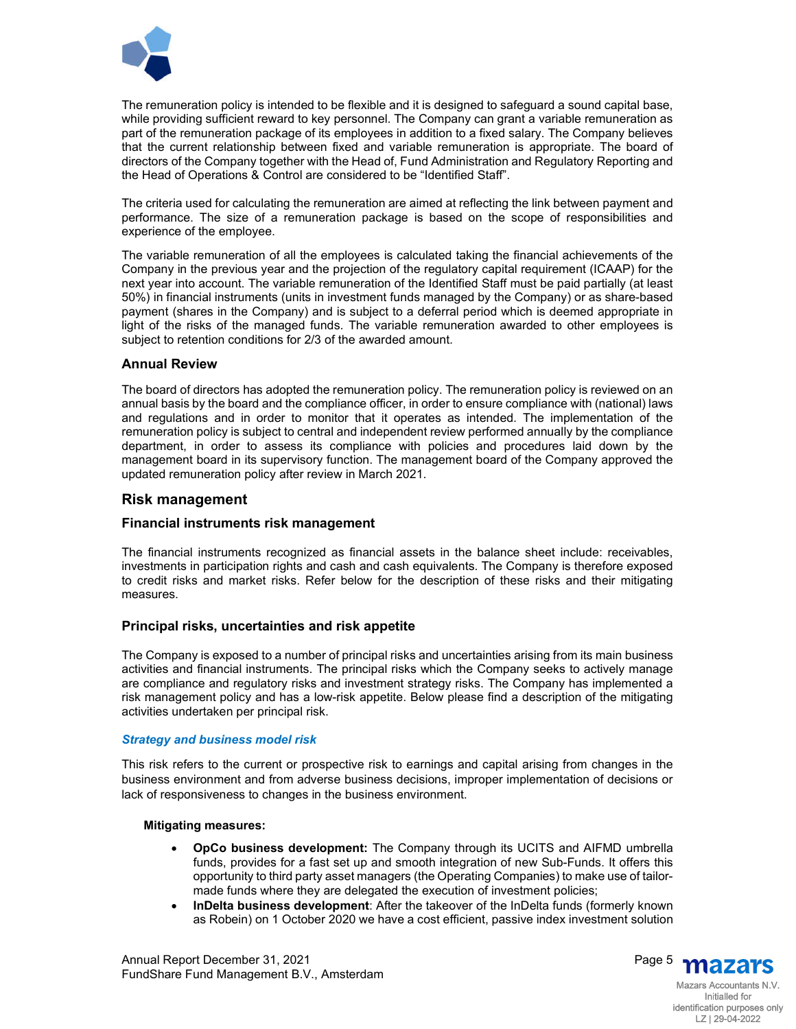The remuneration policy is intended to be flexible and it is designed to safeguard a sound capital base, while providing sufficient reward to key personnel. The Company can grant a variable remuneration as part of the remuneration package of its employees in addition to a fixed salary. The Company believes that the current relationship between fixed and variable remuneration is appropriate. The board of directors of the Company together with the Head of, Fund Administration and Regulatory Reporting and the Head of Operations & Control are considered to be "Identified Staff".

The criteria used for calculating the remuneration are aimed at reflecting the link between payment and performance. The size of a remuneration package is based on the scope of responsibilities and experience of the employee.

The variable remuneration of all the employees is calculated taking the financial achievements of the Company in the previous year and the projection of the regulatory capital requirement (ICAAP) for the next year into account. The variable remuneration of the Identified Staff must be paid partially (at least 50%) in financial instruments (units in investment funds managed by the Company) or as share-based payment (shares in the Company) and is subject to a deferral period which is deemed appropriate in light of the risks of the managed funds. The variable remuneration awarded to other employees is subject to retention conditions for 2/3 of the awarded amount.

### Annual Review

The board of directors has adopted the remuneration policy. The remuneration policy is reviewed on an annual basis by the board and the compliance officer, in order to ensure compliance with (national) laws and regulations and in order to monitor that it operates as intended. The implementation of the remuneration policy is subject to central and independent review performed annually by the compliance department, in order to assess its compliance with policies and procedures laid down by the management board in its supervisory function. The management board of the Company approved the updated remuneration policy after review in March 2021.

## Risk management

### Financial instruments risk management

The financial instruments recognized as financial assets in the balance sheet include: receivables, investments in participation rights and cash and cash equivalents. The Company is therefore exposed to credit risks and market risks. Refer below for the description of these risks and their mitigating measures.

### Principal risks, uncertainties and risk appetite

The Company is exposed to a number of principal risks and uncertainties arising from its main business activities and financial instruments. The principal risks which the Company seeks to actively manage are compliance and regulatory risks and investment strategy risks. The Company has implemented a risk management policy and has a low-risk appetite. Below please find a description of the mitigating activities undertaken per principal risk.

#### *Strategy and business model risk*

This risk refers to the current or prospective risk to earnings and capital arising from changes in the business environment and from adverse business decisions, improper implementation of decisions or lack of responsiveness to changes in the business environment.

**Mitigating measures:**

- **OpCo business development:** The Company through its UCITS and AIFMD umbrella funds, provides for a fast set up and smooth integration of new Sub-Funds. It offers this opportunity to third party asset managers (the Operating Companies) to make use of tailor-made funds where they are delegated the execution of investment policies;
- **InDelta business development**: After the takeover of the InDelta funds (formerly known as Robein) on 1 October 2020 we have a cost efficient, passive index investment solution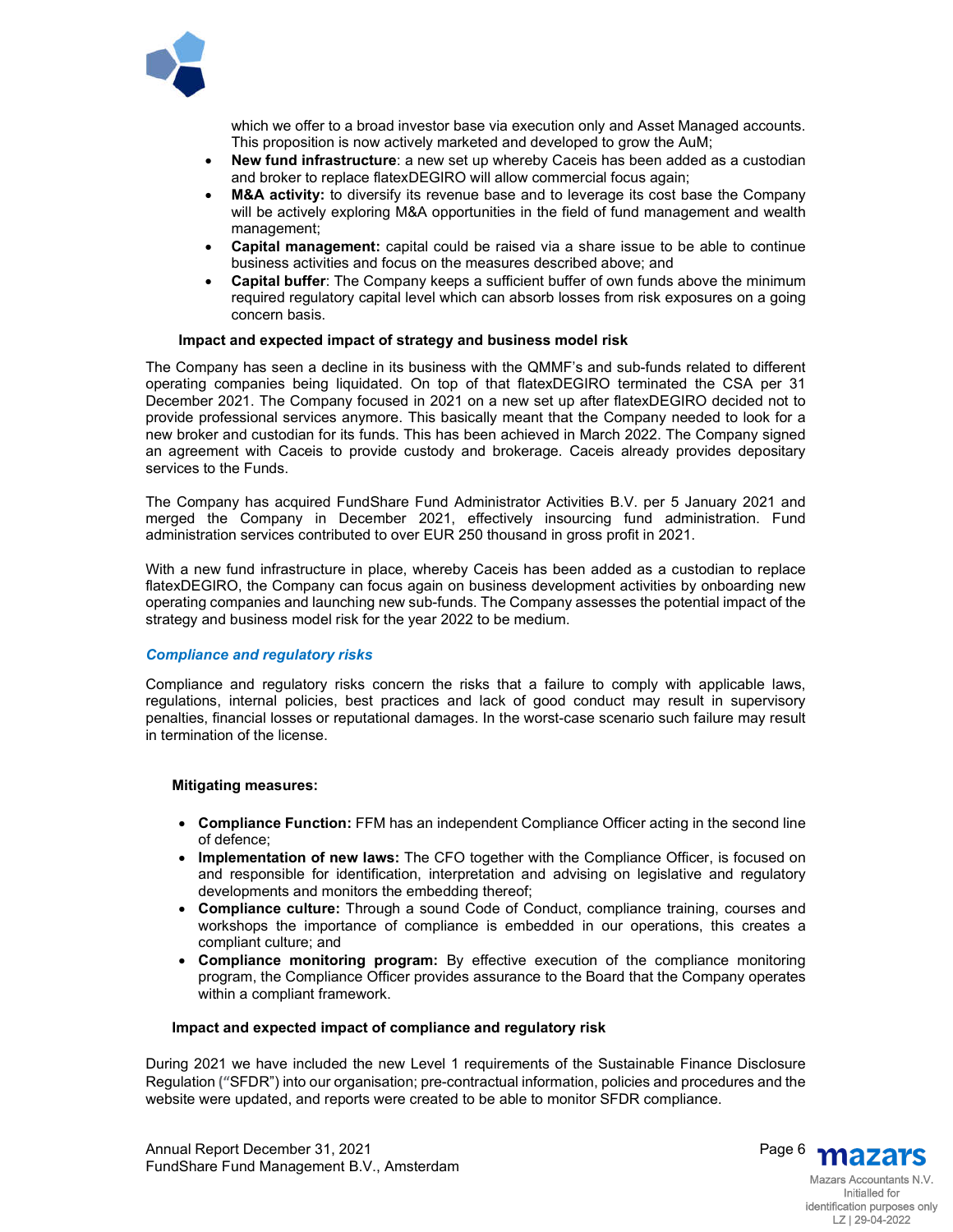which we offer to a broad investor base via execution only and Asset Managed accounts. This proposition is now actively marketed and developed to grow the AuM;

- **New fund infrastructure**: a new set up whereby Caceis has been added as a custodian and broker to replace flatexDEGIRO will allow commercial focus again;
- **M&A activity:** to diversify its revenue base and to leverage its cost base the Company will be actively exploring M&A opportunities in the field of fund management and wealth management;
- **Capital management:** capital could be raised via a share issue to be able to continue business activities and focus on the measures described above; and
- **Capital buffer**: The Company keeps a sufficient buffer of own funds above the minimum required regulatory capital level which can absorb losses from risk exposures on a going concern basis.

**Impact and expected impact of strategy and business model risk**

The Company has seen a decline in its business with the QMMF's and sub-funds related to different operating companies being liquidated. On top of that flatexDEGIRO terminated the CSA per 31 December 2021. The Company focused in 2021 on a new set up after flatexDEGIRO decided not to provide professional services anymore. This basically meant that the Company needed to look for a new broker and custodian for its funds. This has been achieved in March 2022. The Company signed an agreement with Caceis to provide custody and brokerage. Caceis already provides depositary services to the Funds.

The Company has acquired FundShare Fund Administrator Activities B.V. per 5 January 2021 and merged the Company in December 2021, effectively insourcing fund administration. Fund administration services contributed to over EUR 250 thousand in gross profit in 2021.

With a new fund infrastructure in place, whereby Caceis has been added as a custodian to replace flatexDEGIRO, the Company can focus again on business development activities by onboarding new operating companies and launching new sub-funds. The Company assesses the potential impact of the strategy and business model risk for the year 2022 to be medium.

### *Compliance and regulatory risks*

Compliance and regulatory risks concern the risks that a failure to comply with applicable laws, regulations, internal policies, best practices and lack of good conduct may result in supervisory penalties, financial losses or reputational damages. In the worst-case scenario such failure may result in termination of the license.

**Mitigating measures:**

- **Compliance Function:** FFM has an independent Compliance Officer acting in the second line of defence;
- **Implementation of new laws:** The CFO together with the Compliance Officer, is focused on and responsible for identification, interpretation and advising on legislative and regulatory developments and monitors the embedding thereof;
- **Compliance culture:** Through a sound Code of Conduct, compliance training, courses and workshops the importance of compliance is embedded in our operations, this creates a compliant culture; and
- **Compliance monitoring program:** By effective execution of the compliance monitoring program, the Compliance Officer provides assurance to the Board that the Company operates within a compliant framework.

**Impact and expected impact of compliance and regulatory risk**

During 2021 we have included the new Level 1 requirements of the Sustainable Finance Disclosure Regulation ("SFDR") into our organisation; pre-contractual information, policies and procedures and the website were updated, and reports were created to be able to monitor SFDR compliance.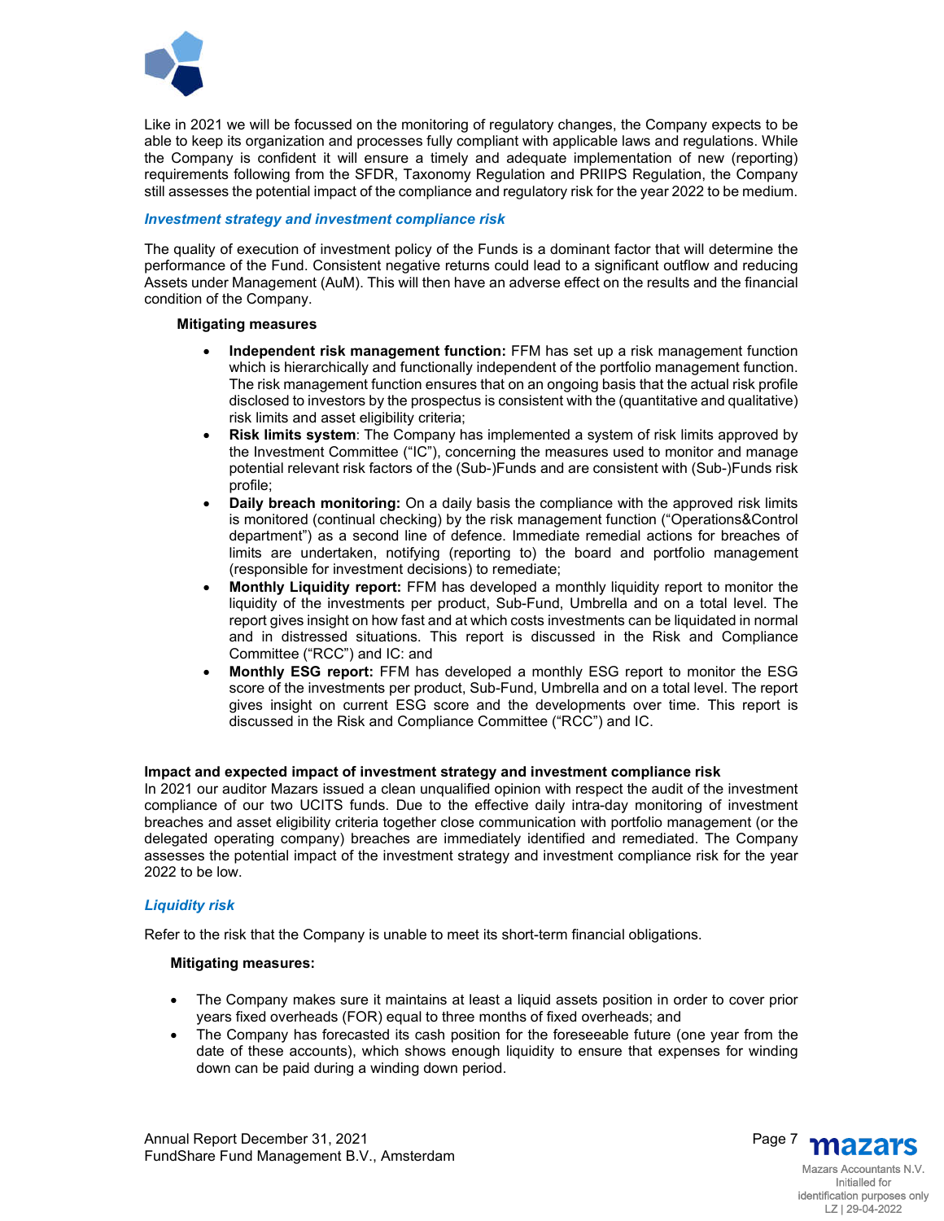Like in 2021 we will be focussed on the monitoring of regulatory changes, the Company expects to be able to keep its organization and processes fully compliant with applicable laws and regulations. While the Company is confident it will ensure a timely and adequate implementation of new (reporting) requirements following from the SFDR, Taxonomy Regulation and PRIIPS Regulation, the Company still assesses the potential impact of the compliance and regulatory risk for the year 2022 to be medium.

***Investment strategy and investment compliance risk***

The quality of execution of investment policy of the Funds is a dominant factor that will determine the performance of the Fund. Consistent negative returns could lead to a significant outflow and reducing Assets under Management (AuM). This will then have an adverse effect on the results and the financial condition of the Company.

**Mitigating measures**

- **Independent risk management function:** FFM has set up a risk management function which is hierarchically and functionally independent of the portfolio management function. The risk management function ensures that on an ongoing basis that the actual risk profile disclosed to investors by the prospectus is consistent with the (quantitative and qualitative) risk limits and asset eligibility criteria;
- **Risk limits system**: The Company has implemented a system of risk limits approved by the Investment Committee ("IC"), concerning the measures used to monitor and manage potential relevant risk factors of the (Sub-)Funds and are consistent with (Sub-)Funds risk profile;
- **Daily breach monitoring:** On a daily basis the compliance with the approved risk limits is monitored (continual checking) by the risk management function ("Operations&Control department") as a second line of defence. Immediate remedial actions for breaches of limits are undertaken, notifying (reporting to) the board and portfolio management (responsible for investment decisions) to remediate;
- **Monthly Liquidity report:** FFM has developed a monthly liquidity report to monitor the liquidity of the investments per product, Sub-Fund, Umbrella and on a total level. The report gives insight on how fast and at which costs investments can be liquidated in normal and in distressed situations. This report is discussed in the Risk and Compliance Committee ("RCC") and IC: and
- **Monthly ESG report:** FFM has developed a monthly ESG report to monitor the ESG score of the investments per product, Sub-Fund, Umbrella and on a total level. The report gives insight on current ESG score and the developments over time. This report is discussed in the Risk and Compliance Committee ("RCC") and IC.

**Impact and expected impact of investment strategy and investment compliance risk**

In 2021 our auditor Mazars issued a clean unqualified opinion with respect the audit of the investment compliance of our two UCITS funds. Due to the effective daily intra-day monitoring of investment breaches and asset eligibility criteria together close communication with portfolio management (or the delegated operating company) breaches are immediately identified and remediated. The Company assesses the potential impact of the investment strategy and investment compliance risk for the year 2022 to be low.

***Liquidity risk***

Refer to the risk that the Company is unable to meet its short-term financial obligations.

**Mitigating measures:**

- The Company makes sure it maintains at least a liquid assets position in order to cover prior years fixed overheads (FOR) equal to three months of fixed overheads; and
- The Company has forecasted its cash position for the foreseeable future (one year from the date of these accounts), which shows enough liquidity to ensure that expenses for winding down can be paid during a winding down period.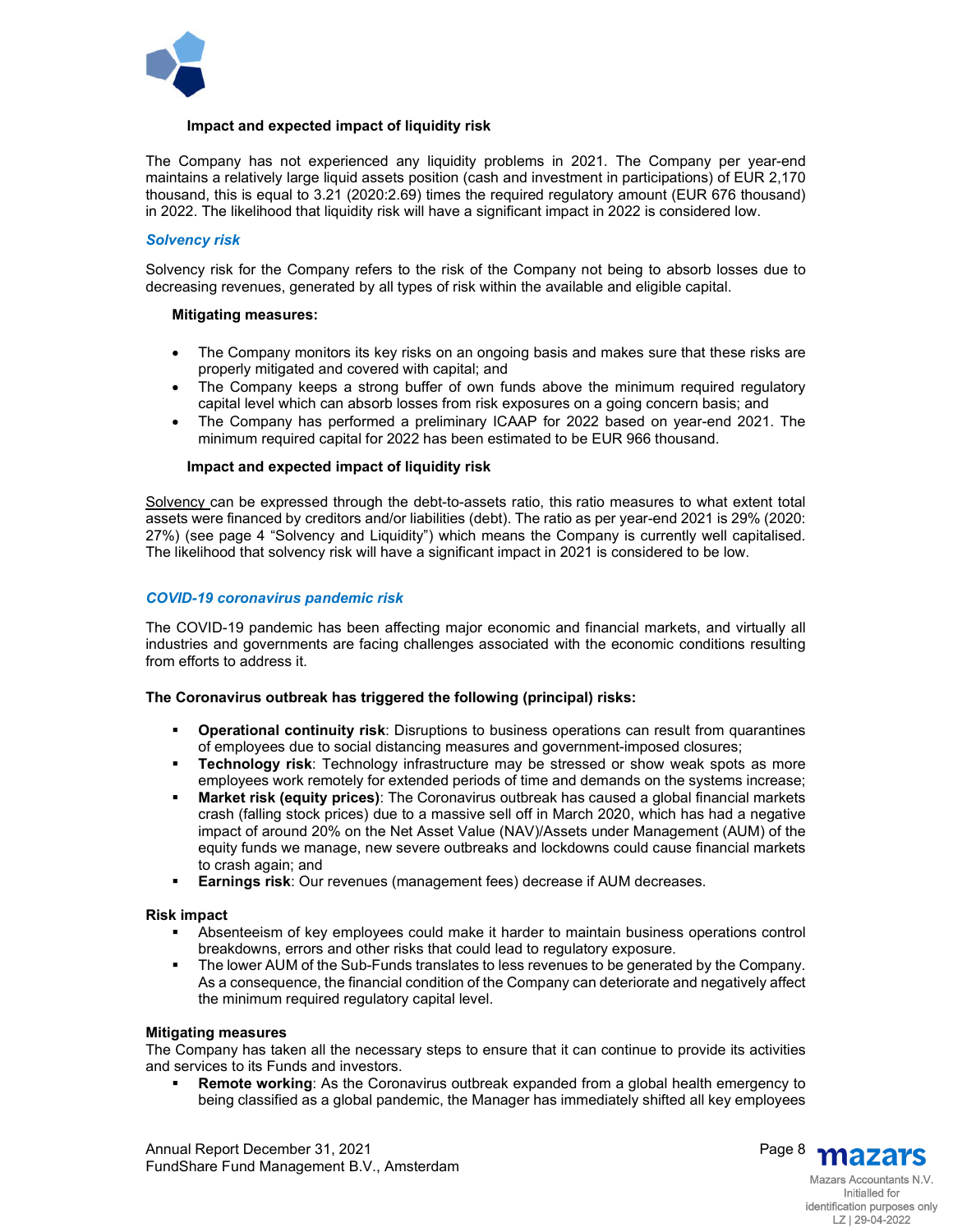**Impact and expected impact of liquidity risk**

The Company has not experienced any liquidity problems in 2021. The Company per year-end maintains a relatively large liquid assets position (cash and investment in participations) of EUR 2,170 thousand, this is equal to 3.21 (2020:2.69) times the required regulatory amount (EUR 676 thousand) in 2022. The likelihood that liquidity risk will have a significant impact in 2022 is considered low.

### *Solvency risk*

Solvency risk for the Company refers to the risk of the Company not being to absorb losses due to decreasing revenues, generated by all types of risk within the available and eligible capital.

**Mitigating measures:**

- The Company monitors its key risks on an ongoing basis and makes sure that these risks are properly mitigated and covered with capital; and
- The Company keeps a strong buffer of own funds above the minimum required regulatory capital level which can absorb losses from risk exposures on a going concern basis; and
- The Company has performed a preliminary ICAAP for 2022 based on year-end 2021. The minimum required capital for 2022 has been estimated to be EUR 966 thousand.

**Impact and expected impact of liquidity risk**

Solvency can be expressed through the debt-to-assets ratio, this ratio measures to what extent total assets were financed by creditors and/or liabilities (debt). The ratio as per year-end 2021 is 29% (2020: 27%) (see page 4 "Solvency and Liquidity") which means the Company is currently well capitalised. The likelihood that solvency risk will have a significant impact in 2021 is considered to be low.

### *COVID-19 coronavirus pandemic risk*

The COVID-19 pandemic has been affecting major economic and financial markets, and virtually all industries and governments are facing challenges associated with the economic conditions resulting from efforts to address it.

**The Coronavirus outbreak has triggered the following (principal) risks:**

- **Operational continuity risk**: Disruptions to business operations can result from quarantines of employees due to social distancing measures and government-imposed closures;
- **Technology risk**: Technology infrastructure may be stressed or show weak spots as more employees work remotely for extended periods of time and demands on the systems increase;
- **Market risk (equity prices)**: The Coronavirus outbreak has caused a global financial markets crash (falling stock prices) due to a massive sell off in March 2020, which has had a negative impact of around 20% on the Net Asset Value (NAV)/Assets under Management (AUM) of the equity funds we manage, new severe outbreaks and lockdowns could cause financial markets to crash again; and
- **Earnings risk**: Our revenues (management fees) decrease if AUM decreases.

**Risk impact**

- Absenteeism of key employees could make it harder to maintain business operations control breakdowns, errors and other risks that could lead to regulatory exposure.
- The lower AUM of the Sub-Funds translates to less revenues to be generated by the Company. As a consequence, the financial condition of the Company can deteriorate and negatively affect the minimum required regulatory capital level.

**Mitigating measures**

The Company has taken all the necessary steps to ensure that it can continue to provide its activities and services to its Funds and investors.

- **Remote working**: As the Coronavirus outbreak expanded from a global health emergency to being classified as a global pandemic, the Manager has immediately shifted all key employees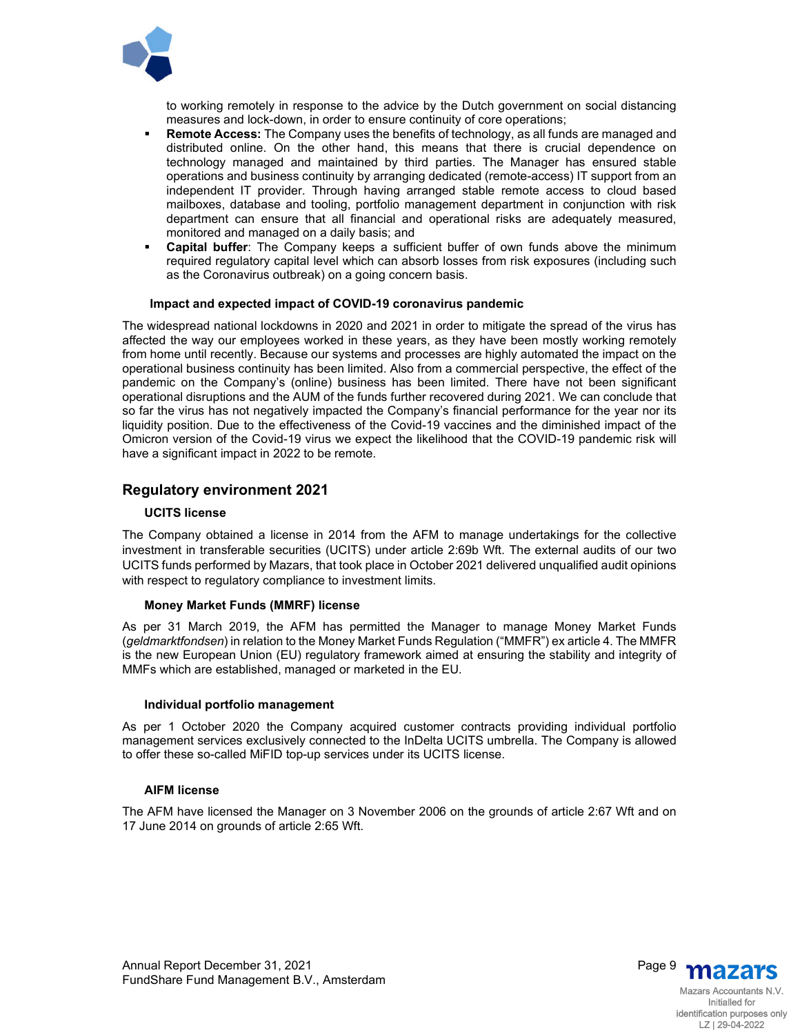to working remotely in response to the advice by the Dutch government on social distancing measures and lock-down, in order to ensure continuity of core operations;

- **Remote Access:** The Company uses the benefits of technology, as all funds are managed and distributed online. On the other hand, this means that there is crucial dependence on technology managed and maintained by third parties. The Manager has ensured stable operations and business continuity by arranging dedicated (remote-access) IT support from an independent IT provider. Through having arranged stable remote access to cloud based mailboxes, database and tooling, portfolio management department in conjunction with risk department can ensure that all financial and operational risks are adequately measured, monitored and managed on a daily basis; and
- **Capital buffer**: The Company keeps a sufficient buffer of own funds above the minimum required regulatory capital level which can absorb losses from risk exposures (including such as the Coronavirus outbreak) on a going concern basis.

**Impact and expected impact of COVID-19 coronavirus pandemic**

The widespread national lockdowns in 2020 and 2021 in order to mitigate the spread of the virus has affected the way our employees worked in these years, as they have been mostly working remotely from home until recently. Because our systems and processes are highly automated the impact on the operational business continuity has been limited. Also from a commercial perspective, the effect of the pandemic on the Company's (online) business has been limited. There have not been significant operational disruptions and the AUM of the funds further recovered during 2021. We can conclude that so far the virus has not negatively impacted the Company's financial performance for the year nor its liquidity position. Due to the effectiveness of the Covid-19 vaccines and the diminished impact of the Omicron version of the Covid-19 virus we expect the likelihood that the COVID-19 pandemic risk will have a significant impact in 2022 to be remote.

## Regulatory environment 2021

### UCITS license

The Company obtained a license in 2014 from the AFM to manage undertakings for the collective investment in transferable securities (UCITS) under article 2:69b Wft. The external audits of our two UCITS funds performed by Mazars, that took place in October 2021 delivered unqualified audit opinions with respect to regulatory compliance to investment limits.

### Money Market Funds (MMRF) license

As per 31 March 2019, the AFM has permitted the Manager to manage Money Market Funds (*geldmarktfondsen*) in relation to the Money Market Funds Regulation ("MMFR") ex article 4. The MMFR is the new European Union (EU) regulatory framework aimed at ensuring the stability and integrity of MMFs which are established, managed or marketed in the EU.

### Individual portfolio management

As per 1 October 2020 the Company acquired customer contracts providing individual portfolio management services exclusively connected to the InDelta UCITS umbrella. The Company is allowed to offer these so-called MiFID top-up services under its UCITS license.

### AIFM license

The AFM have licensed the Manager on 3 November 2006 on the grounds of article 2:67 Wft and on 17 June 2014 on grounds of article 2:65 Wft.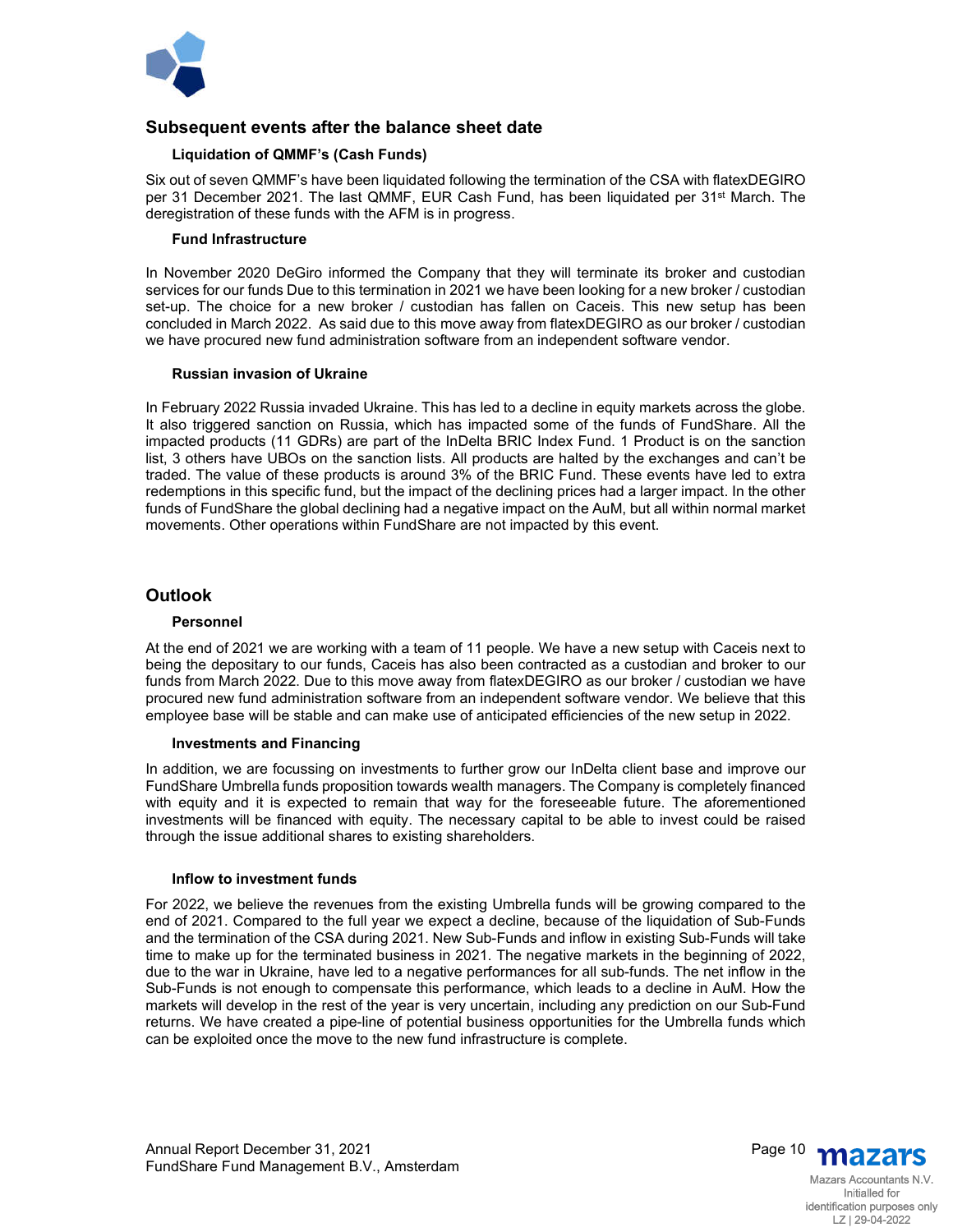## Subsequent events after the balance sheet date

### Liquidation of QMMF's (Cash Funds)

Six out of seven QMMF's have been liquidated following the termination of the CSA with flatexDEGIRO per 31 December 2021. The last QMMF, EUR Cash Fund, has been liquidated per 31st March. The deregistration of these funds with the AFM is in progress.

### Fund Infrastructure

In November 2020 DeGiro informed the Company that they will terminate its broker and custodian services for our funds Due to this termination in 2021 we have been looking for a new broker / custodian set-up. The choice for a new broker / custodian has fallen on Caceis. This new setup has been concluded in March 2022. As said due to this move away from flatexDEGIRO as our broker / custodian we have procured new fund administration software from an independent software vendor.

### Russian invasion of Ukraine

In February 2022 Russia invaded Ukraine. This has led to a decline in equity markets across the globe. It also triggered sanction on Russia, which has impacted some of the funds of FundShare. All the impacted products (11 GDRs) are part of the InDelta BRIC Index Fund. 1 Product is on the sanction list, 3 others have UBOs on the sanction lists. All products are halted by the exchanges and can't be traded. The value of these products is around 3% of the BRIC Fund. These events have led to extra redemptions in this specific fund, but the impact of the declining prices had a larger impact. In the other funds of FundShare the global declining had a negative impact on the AuM, but all within normal market movements. Other operations within FundShare are not impacted by this event.

## Outlook

### Personnel

At the end of 2021 we are working with a team of 11 people. We have a new setup with Caceis next to being the depositary to our funds, Caceis has also been contracted as a custodian and broker to our funds from March 2022. Due to this move away from flatexDEGIRO as our broker / custodian we have procured new fund administration software from an independent software vendor. We believe that this employee base will be stable and can make use of anticipated efficiencies of the new setup in 2022.

### Investments and Financing

In addition, we are focussing on investments to further grow our InDelta client base and improve our FundShare Umbrella funds proposition towards wealth managers. The Company is completely financed with equity and it is expected to remain that way for the foreseeable future. The aforementioned investments will be financed with equity. The necessary capital to be able to invest could be raised through the issue additional shares to existing shareholders.

### Inflow to investment funds

For 2022, we believe the revenues from the existing Umbrella funds will be growing compared to the end of 2021. Compared to the full year we expect a decline, because of the liquidation of Sub-Funds and the termination of the CSA during 2021. New Sub-Funds and inflow in existing Sub-Funds will take time to make up for the terminated business in 2021. The negative markets in the beginning of 2022, due to the war in Ukraine, have led to a negative performances for all sub-funds. The net inflow in the Sub-Funds is not enough to compensate this performance, which leads to a decline in AuM. How the markets will develop in the rest of the year is very uncertain, including any prediction on our Sub-Fund returns. We have created a pipe-line of potential business opportunities for the Umbrella funds which can be exploited once the move to the new fund infrastructure is complete.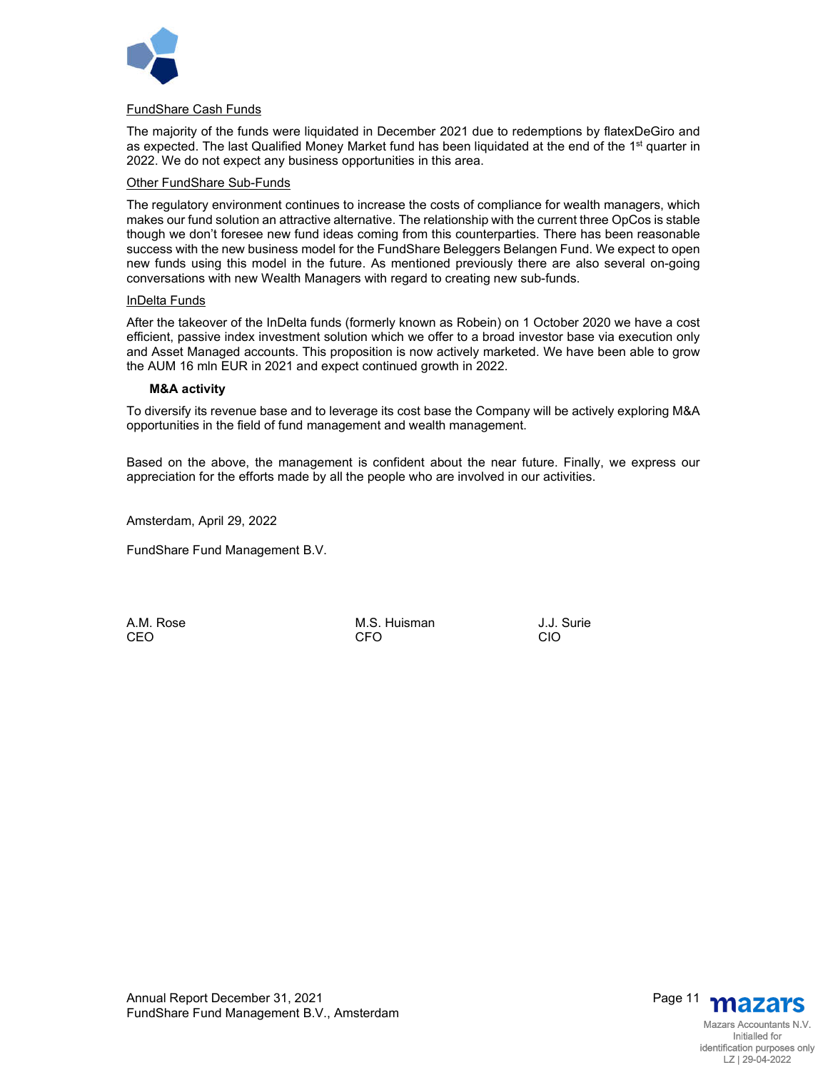FundShare Cash Funds

The majority of the funds were liquidated in December 2021 due to redemptions by flatexDeGiro and as expected. The last Qualified Money Market fund has been liquidated at the end of the 1st quarter in 2022. We do not expect any business opportunities in this area.

Other FundShare Sub-Funds

The regulatory environment continues to increase the costs of compliance for wealth managers, which makes our fund solution an attractive alternative. The relationship with the current three OpCos is stable though we don't foresee new fund ideas coming from this counterparties. There has been reasonable success with the new business model for the FundShare Beleggers Belangen Fund. We expect to open new funds using this model in the future. As mentioned previously there are also several on-going conversations with new Wealth Managers with regard to creating new sub-funds.

InDelta Funds

After the takeover of the InDelta funds (formerly known as Robein) on 1 October 2020 we have a cost efficient, passive index investment solution which we offer to a broad investor base via execution only and Asset Managed accounts. This proposition is now actively marketed. We have been able to grow the AUM 16 mln EUR in 2021 and expect continued growth in 2022.

**M&A activity**

To diversify its revenue base and to leverage its cost base the Company will be actively exploring M&A opportunities in the field of fund management and wealth management.

Based on the above, the management is confident about the near future. Finally, we express our appreciation for the efforts made by all the people who are involved in our activities.

Amsterdam, April 29, 2022

FundShare Fund Management B.V.

A.M. Rose
CEO

M.S. Huisman
CFO

J.J. Surie
CIO

Mazars Accountants N.V.
Initialled for identification purposes only
LZ | 29-04-2022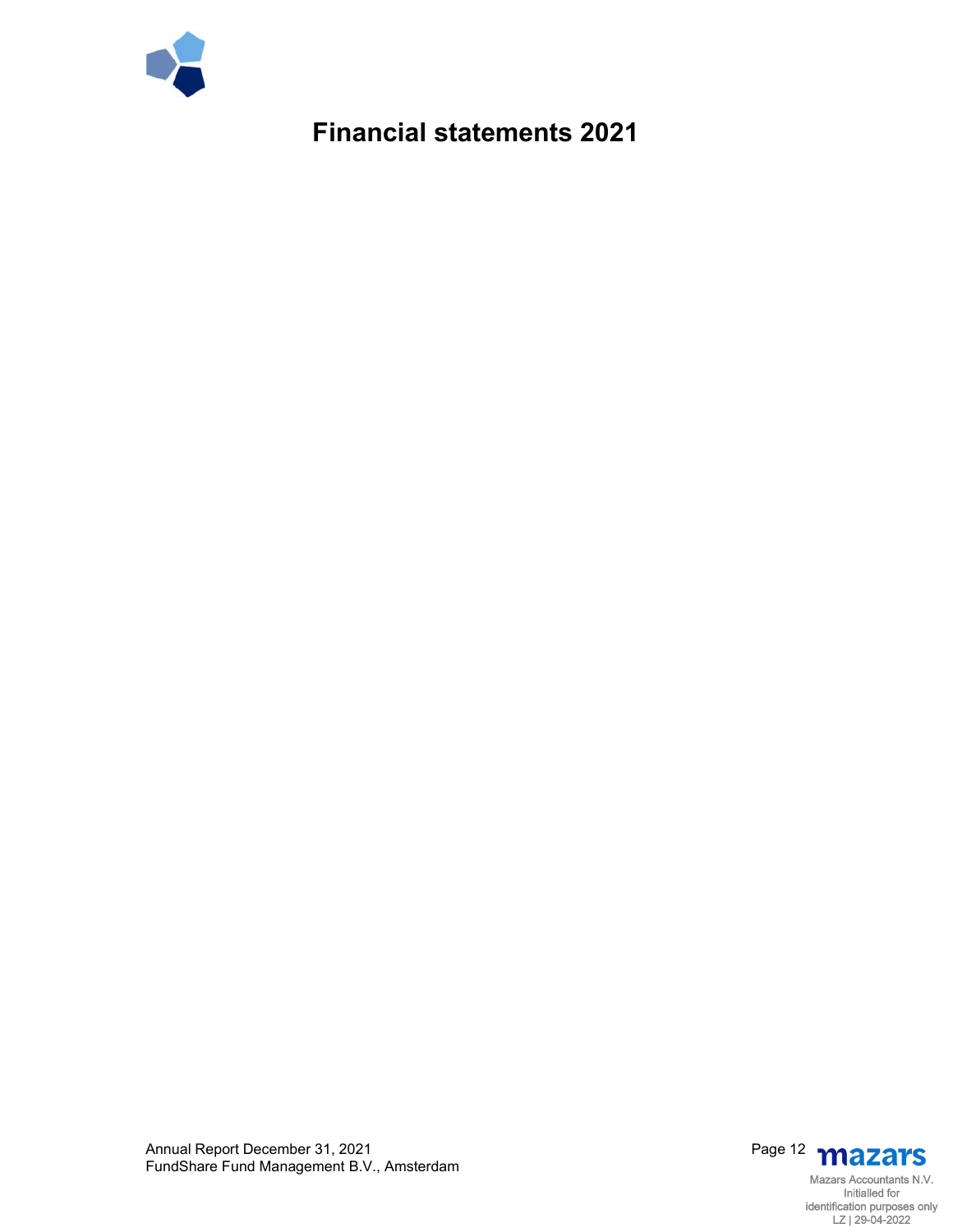# Financial statements 2021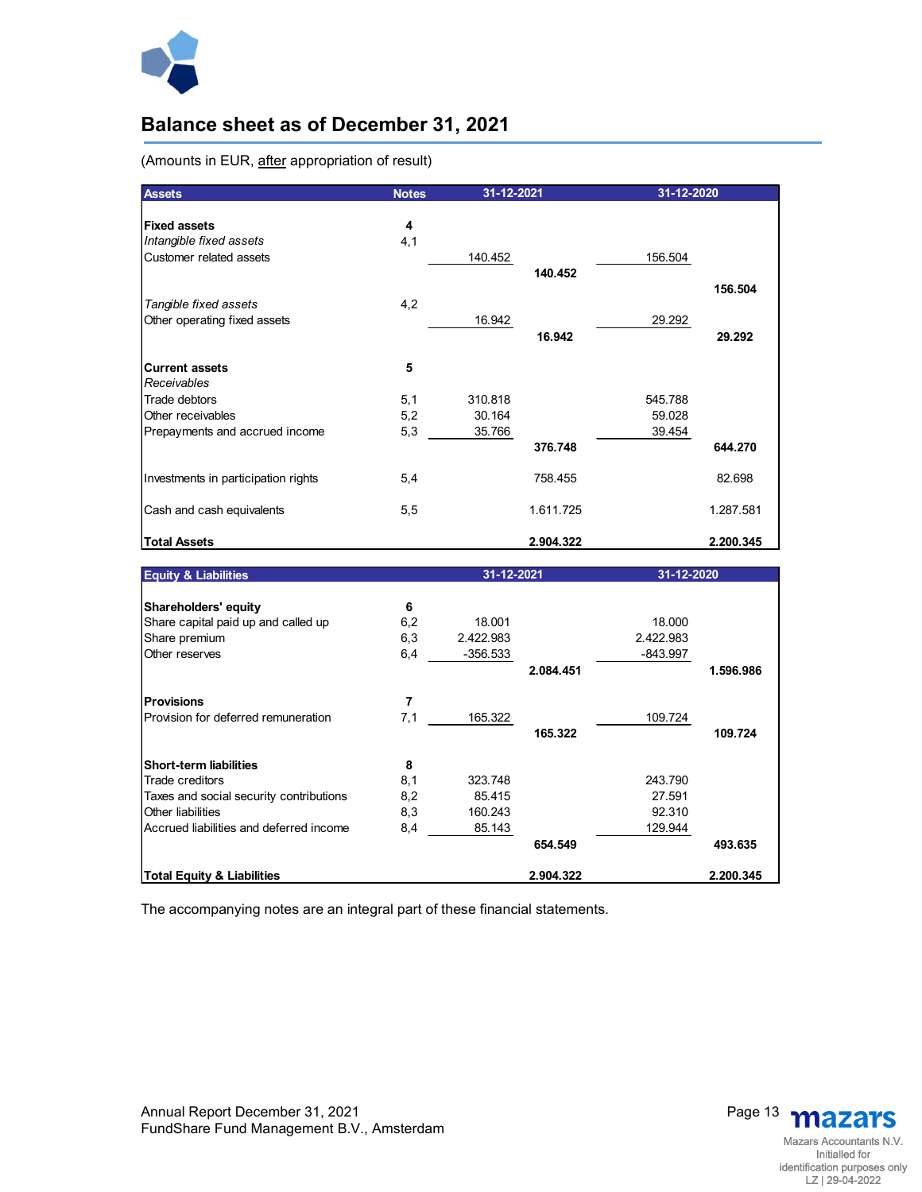# Balance sheet as of December 31, 2021

(Amounts in EUR, after appropriation of result)

| Assets | Notes | 31-12-2021 | | 31-12-2020 | |
|---|---|---|---|---|---|
| **Fixed assets** | **4** | | | | |
| *Intangible fixed assets* | 4,1 | | | | |
| Customer related assets | | 140.452 | | 156.504 | |
| | | | **140.452** | | |
| | | | | | **156.504** |
| *Tangible fixed assets* | 4,2 | | | | |
| Other operating fixed assets | | 16.942 | | 29.292 | |
| | | | **16.942** | | **29.292** |
| **Current assets** | **5** | | | | |
| *Receivables* | | | | | |
| Trade debtors | 5,1 | 310.818 | | 545.788 | |
| Other receivables | 5,2 | 30.164 | | 59.028 | |
| Prepayments and accrued income | 5,3 | 35.766 | | 39.454 | |
| | | | **376.748** | | **644.270** |
| Investments in participation rights | 5,4 | | 758.455 | | 82.698 |
| Cash and cash equivalents | 5,5 | | 1.611.725 | | 1.287.581 |
| **Total Assets** | | | **2.904.322** | | **2.200.345** |

| Equity & Liabilities | Notes | 31-12-2021 | | 31-12-2020 | |
|---|---|---|---|---|---|
| **Shareholders' equity** | **6** | | | | |
| Share capital paid up and called up | 6,2 | 18.001 | | 18.000 | |
| Share premium | 6,3 | 2.422.983 | | 2.422.983 | |
| Other reserves | 6,4 | -356.533 | | -843.997 | |
| | | | **2.084.451** | | **1.596.986** |
| **Provisions** | **7** | | | | |
| Provision for deferred remuneration | 7,1 | 165.322 | | 109.724 | |
| | | | **165.322** | | **109.724** |
| **Short-term liabilities** | **8** | | | | |
| Trade creditors | 8,1 | 323.748 | | 243.790 | |
| Taxes and social security contributions | 8,2 | 85.415 | | 27.591 | |
| Other liabilities | 8,3 | 160.243 | | 92.310 | |
| Accrued liabilities and deferred income | 8,4 | 85.143 | | 129.944 | |
| | | | **654.549** | | **493.635** |
| **Total Equity & Liabilities** | | | **2.904.322** | | **2.200.345** |

The accompanying notes are an integral part of these financial statements.

Mazars Accountants N.V.
Initialled for
identification purposes only
LZ | 29-04-2022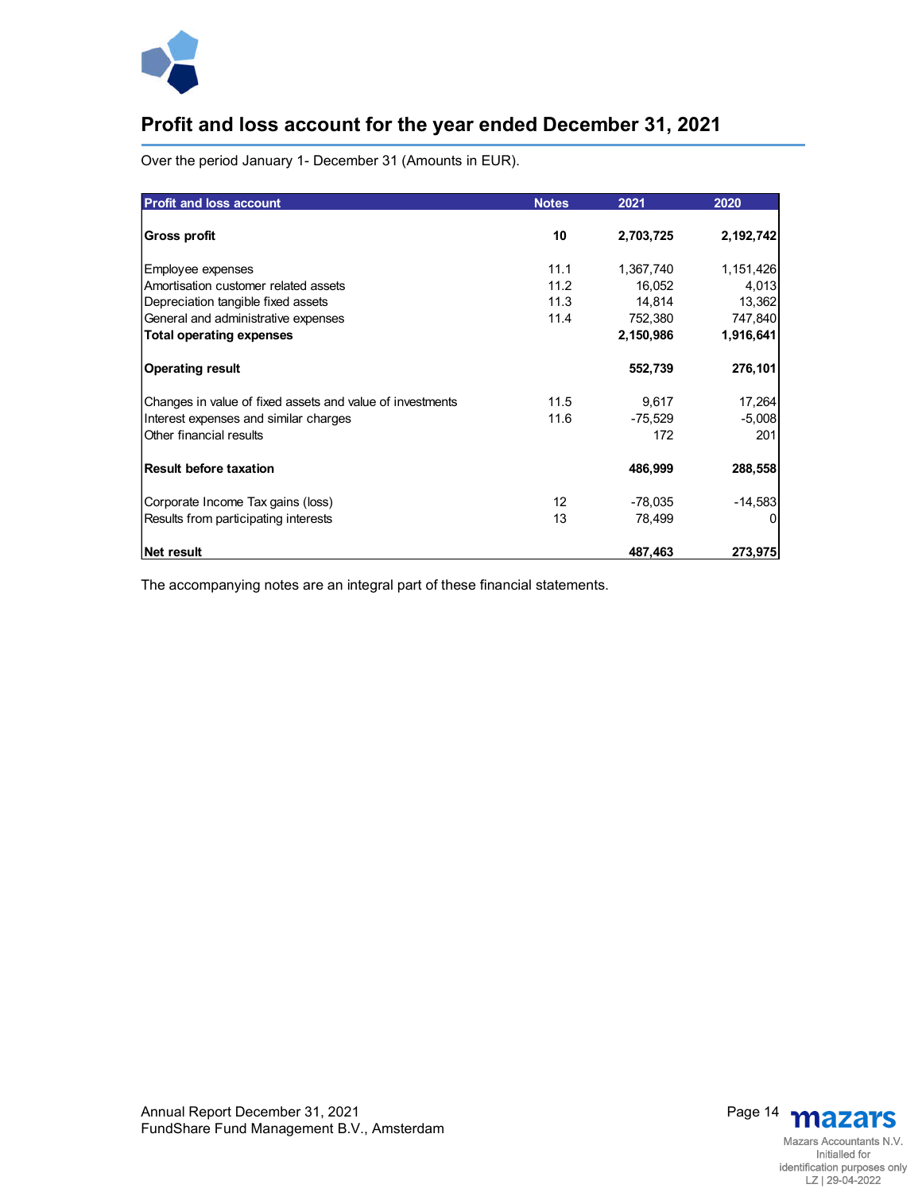# Profit and loss account for the year ended December 31, 2021

Over the period January 1- December 31 (Amounts in EUR).

| Profit and loss account | Notes | 2021 | 2020 |
|---|---|---|---|
| **Gross profit** | **10** | **2,703,725** | **2,192,742** |
| | | | |
| Employee expenses | 11.1 | 1,367,740 | 1,151,426 |
| Amortisation customer related assets | 11.2 | 16,052 | 4,013 |
| Depreciation tangible fixed assets | 11.3 | 14,814 | 13,362 |
| General and administrative expenses | 11.4 | 752,380 | 747,840 |
| **Total operating expenses** | | **2,150,986** | **1,916,641** |
| | | | |
| **Operating result** | | **552,739** | **276,101** |
| | | | |
| Changes in value of fixed assets and value of investments | 11.5 | 9,617 | 17,264 |
| Interest expenses and similar charges | 11.6 | -75,529 | -5,008 |
| Other financial results | | 172 | 201 |
| | | | |
| **Result before taxation** | | **486,999** | **288,558** |
| | | | |
| Corporate Income Tax gains (loss) | 12 | -78,035 | -14,583 |
| Results from participating interests | 13 | 78,499 | 0 |
| | | | |
| **Net result** | | **487,463** | **273,975** |

The accompanying notes are an integral part of these financial statements.

Mazars Accountants N.V.
Initialled for identification purposes only
LZ | 29-04-2022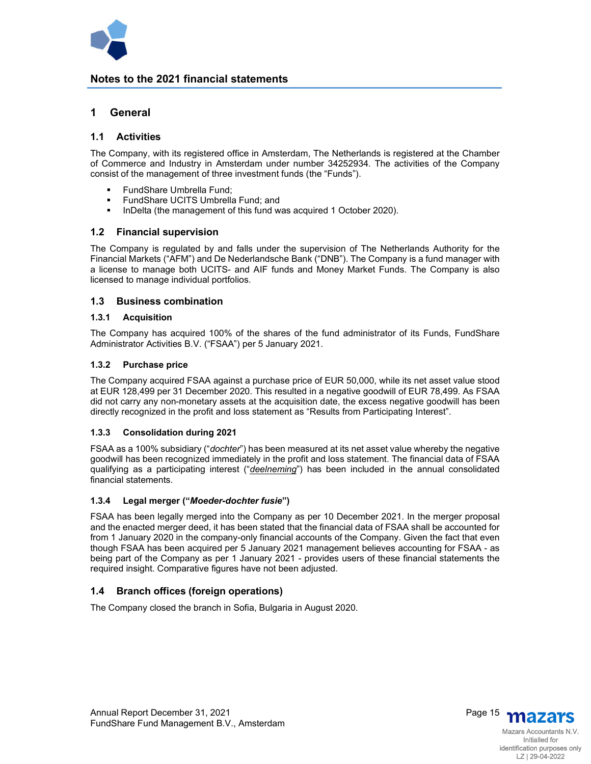## Notes to the 2021 financial statements

# 1 General

## 1.1 Activities

The Company, with its registered office in Amsterdam, The Netherlands is registered at the Chamber of Commerce and Industry in Amsterdam under number 34252934. The activities of the Company consist of the management of three investment funds (the "Funds").

- FundShare Umbrella Fund;
- FundShare UCITS Umbrella Fund; and
- InDelta (the management of this fund was acquired 1 October 2020).

## 1.2 Financial supervision

The Company is regulated by and falls under the supervision of The Netherlands Authority for the Financial Markets ("AFM") and De Nederlandsche Bank ("DNB"). The Company is a fund manager with a license to manage both UCITS- and AIF funds and Money Market Funds. The Company is also licensed to manage individual portfolios.

## 1.3 Business combination

### 1.3.1 Acquisition

The Company has acquired 100% of the shares of the fund administrator of its Funds, FundShare Administrator Activities B.V. ("FSAA") per 5 January 2021.

### 1.3.2 Purchase price

The Company acquired FSAA against a purchase price of EUR 50,000, while its net asset value stood at EUR 128,499 per 31 December 2020. This resulted in a negative goodwill of EUR 78,499. As FSAA did not carry any non-monetary assets at the acquisition date, the excess negative goodwill has been directly recognized in the profit and loss statement as "Results from Participating Interest".

### 1.3.3 Consolidation during 2021

FSAA as a 100% subsidiary ("*dochter*") has been measured at its net asset value whereby the negative goodwill has been recognized immediately in the profit and loss statement. The financial data of FSAA qualifying as a participating interest ("*deelneming*") has been included in the annual consolidated financial statements.

### 1.3.4 Legal merger ("*Moeder-dochter fusie*")

FSAA has been legally merged into the Company as per 10 December 2021. In the merger proposal and the enacted merger deed, it has been stated that the financial data of FSAA shall be accounted for from 1 January 2020 in the company-only financial accounts of the Company. Given the fact that even though FSAA has been acquired per 5 January 2021 management believes accounting for FSAA - as being part of the Company as per 1 January 2021 - provides users of these financial statements the required insight. Comparative figures have not been adjusted.

## 1.4 Branch offices (foreign operations)

The Company closed the branch in Sofia, Bulgaria in August 2020.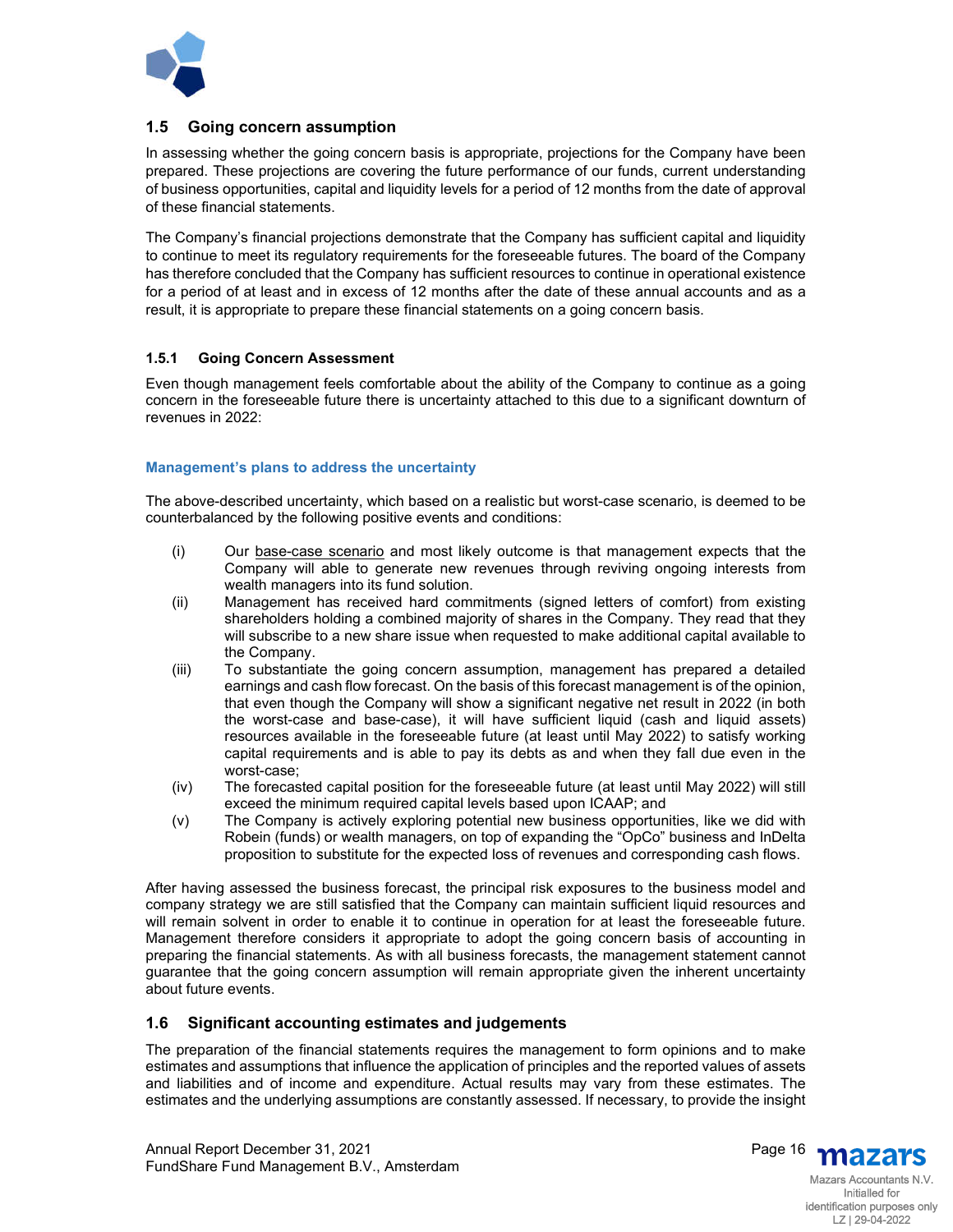## 1.5 Going concern assumption

In assessing whether the going concern basis is appropriate, projections for the Company have been prepared. These projections are covering the future performance of our funds, current understanding of business opportunities, capital and liquidity levels for a period of 12 months from the date of approval of these financial statements.

The Company's financial projections demonstrate that the Company has sufficient capital and liquidity to continue to meet its regulatory requirements for the foreseeable futures. The board of the Company has therefore concluded that the Company has sufficient resources to continue in operational existence for a period of at least and in excess of 12 months after the date of these annual accounts and as a result, it is appropriate to prepare these financial statements on a going concern basis.

### 1.5.1 Going Concern Assessment

Even though management feels comfortable about the ability of the Company to continue as a going concern in the foreseeable future there is uncertainty attached to this due to a significant downturn of revenues in 2022:

**Management's plans to address the uncertainty**

The above-described uncertainty, which based on a realistic but worst-case scenario, is deemed to be counterbalanced by the following positive events and conditions:

(i) Our base-case scenario and most likely outcome is that management expects that the Company will able to generate new revenues through reviving ongoing interests from wealth managers into its fund solution.

(ii) Management has received hard commitments (signed letters of comfort) from existing shareholders holding a combined majority of shares in the Company. They read that they will subscribe to a new share issue when requested to make additional capital available to the Company.

(iii) To substantiate the going concern assumption, management has prepared a detailed earnings and cash flow forecast. On the basis of this forecast management is of the opinion, that even though the Company will show a significant negative net result in 2022 (in both the worst-case and base-case), it will have sufficient liquid (cash and liquid assets) resources available in the foreseeable future (at least until May 2022) to satisfy working capital requirements and is able to pay its debts as and when they fall due even in the worst-case;

(iv) The forecasted capital position for the foreseeable future (at least until May 2022) will still exceed the minimum required capital levels based upon ICAAP; and

(v) The Company is actively exploring potential new business opportunities, like we did with Robein (funds) or wealth managers, on top of expanding the "OpCo" business and InDelta proposition to substitute for the expected loss of revenues and corresponding cash flows.

After having assessed the business forecast, the principal risk exposures to the business model and company strategy we are still satisfied that the Company can maintain sufficient liquid resources and will remain solvent in order to enable it to continue in operation for at least the foreseeable future. Management therefore considers it appropriate to adopt the going concern basis of accounting in preparing the financial statements. As with all business forecasts, the management statement cannot guarantee that the going concern assumption will remain appropriate given the inherent uncertainty about future events.

## 1.6 Significant accounting estimates and judgements

The preparation of the financial statements requires the management to form opinions and to make estimates and assumptions that influence the application of principles and the reported values of assets and liabilities and of income and expenditure. Actual results may vary from these estimates. The estimates and the underlying assumptions are constantly assessed. If necessary, to provide the insight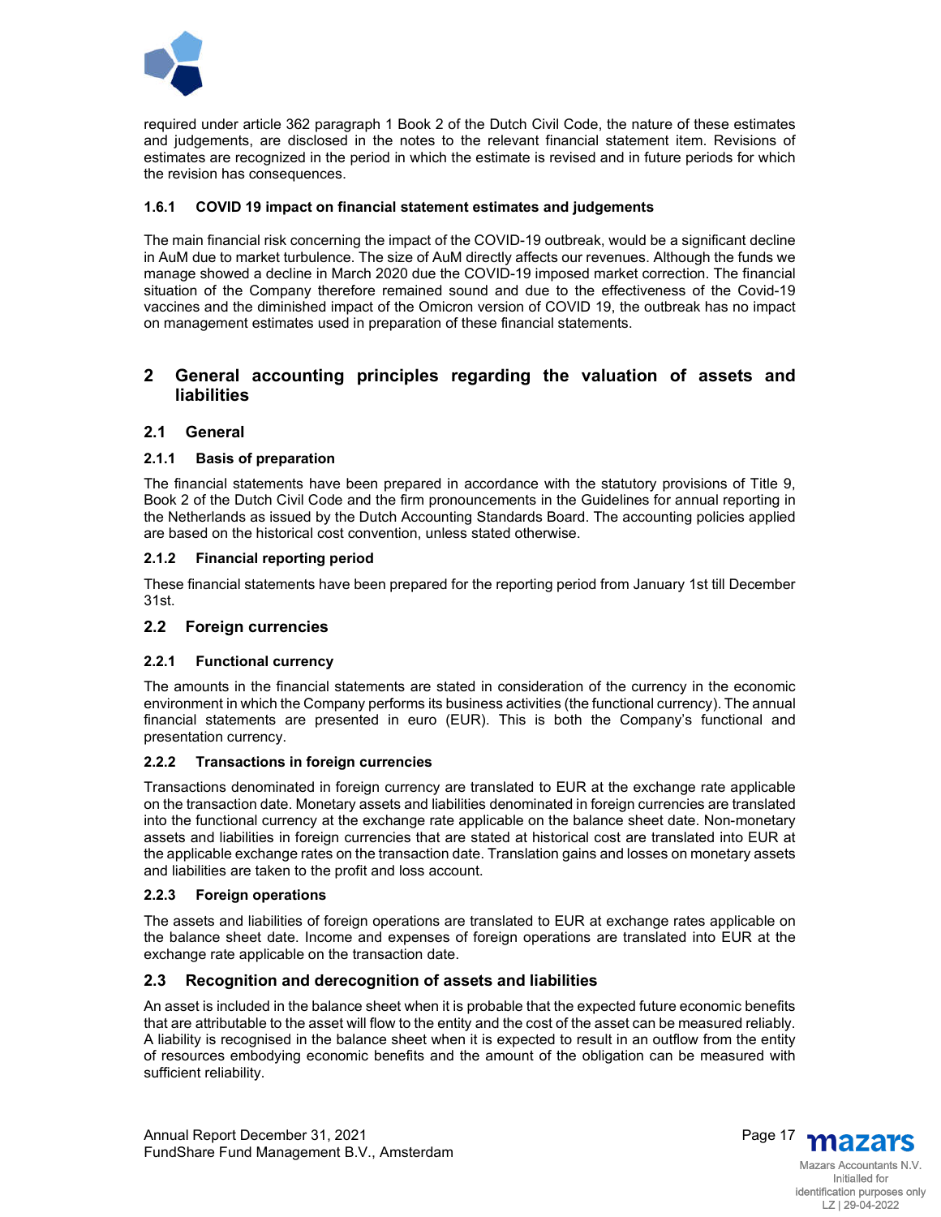required under article 362 paragraph 1 Book 2 of the Dutch Civil Code, the nature of these estimates and judgements, are disclosed in the notes to the relevant financial statement item. Revisions of estimates are recognized in the period in which the estimate is revised and in future periods for which the revision has consequences.

#### 1.6.1 COVID 19 impact on financial statement estimates and judgements

The main financial risk concerning the impact of the COVID-19 outbreak, would be a significant decline in AuM due to market turbulence. The size of AuM directly affects our revenues. Although the funds we manage showed a decline in March 2020 due the COVID-19 imposed market correction. The financial situation of the Company therefore remained sound and due to the effectiveness of the Covid-19 vaccines and the diminished impact of the Omicron version of COVID 19, the outbreak has no impact on management estimates used in preparation of these financial statements.

## 2 General accounting principles regarding the valuation of assets and liabilities

### 2.1 General

#### 2.1.1 Basis of preparation

The financial statements have been prepared in accordance with the statutory provisions of Title 9, Book 2 of the Dutch Civil Code and the firm pronouncements in the Guidelines for annual reporting in the Netherlands as issued by the Dutch Accounting Standards Board. The accounting policies applied are based on the historical cost convention, unless stated otherwise.

#### 2.1.2 Financial reporting period

These financial statements have been prepared for the reporting period from January 1st till December 31st.

### 2.2 Foreign currencies

#### 2.2.1 Functional currency

The amounts in the financial statements are stated in consideration of the currency in the economic environment in which the Company performs its business activities (the functional currency). The annual financial statements are presented in euro (EUR). This is both the Company's functional and presentation currency.

#### 2.2.2 Transactions in foreign currencies

Transactions denominated in foreign currency are translated to EUR at the exchange rate applicable on the transaction date. Monetary assets and liabilities denominated in foreign currencies are translated into the functional currency at the exchange rate applicable on the balance sheet date. Non-monetary assets and liabilities in foreign currencies that are stated at historical cost are translated into EUR at the applicable exchange rates on the transaction date. Translation gains and losses on monetary assets and liabilities are taken to the profit and loss account.

#### 2.2.3 Foreign operations

The assets and liabilities of foreign operations are translated to EUR at exchange rates applicable on the balance sheet date. Income and expenses of foreign operations are translated into EUR at the exchange rate applicable on the transaction date.

### 2.3 Recognition and derecognition of assets and liabilities

An asset is included in the balance sheet when it is probable that the expected future economic benefits that are attributable to the asset will flow to the entity and the cost of the asset can be measured reliably. A liability is recognised in the balance sheet when it is expected to result in an outflow from the entity of resources embodying economic benefits and the amount of the obligation can be measured with sufficient reliability.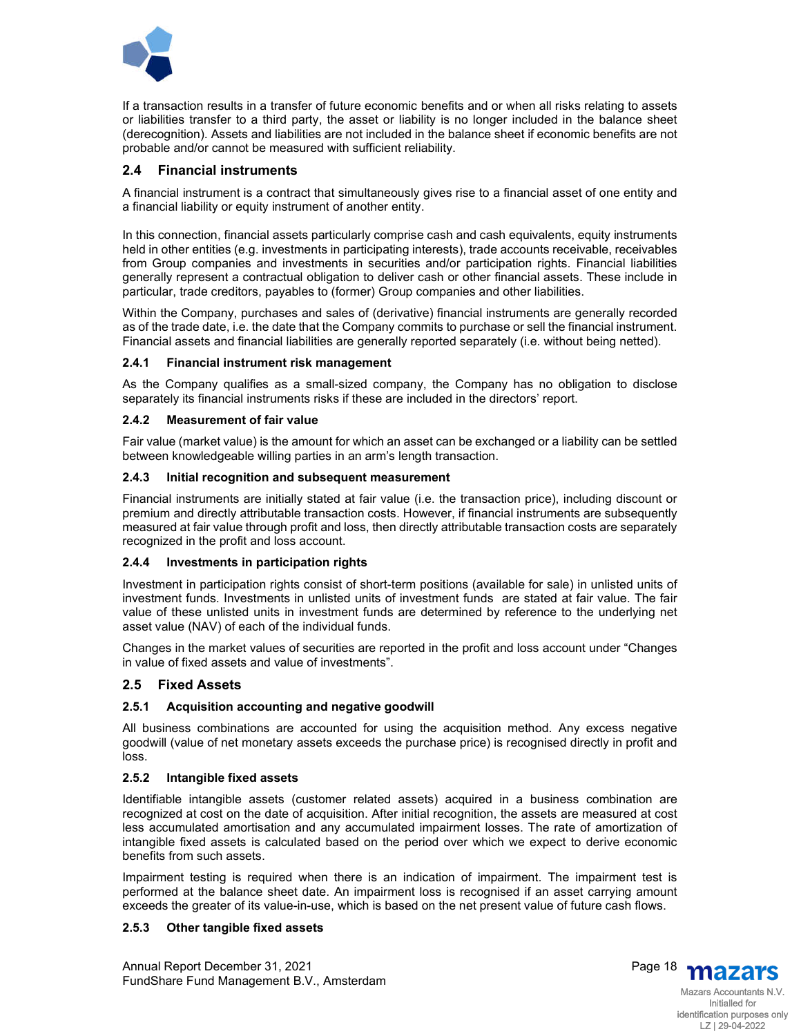If a transaction results in a transfer of future economic benefits and or when all risks relating to assets or liabilities transfer to a third party, the asset or liability is no longer included in the balance sheet (derecognition). Assets and liabilities are not included in the balance sheet if economic benefits are not probable and/or cannot be measured with sufficient reliability.

## 2.4 Financial instruments

A financial instrument is a contract that simultaneously gives rise to a financial asset of one entity and a financial liability or equity instrument of another entity.

In this connection, financial assets particularly comprise cash and cash equivalents, equity instruments held in other entities (e.g. investments in participating interests), trade accounts receivable, receivables from Group companies and investments in securities and/or participation rights. Financial liabilities generally represent a contractual obligation to deliver cash or other financial assets. These include in particular, trade creditors, payables to (former) Group companies and other liabilities.

Within the Company, purchases and sales of (derivative) financial instruments are generally recorded as of the trade date, i.e. the date that the Company commits to purchase or sell the financial instrument. Financial assets and financial liabilities are generally reported separately (i.e. without being netted).

### 2.4.1 Financial instrument risk management

As the Company qualifies as a small-sized company, the Company has no obligation to disclose separately its financial instruments risks if these are included in the directors' report.

### 2.4.2 Measurement of fair value

Fair value (market value) is the amount for which an asset can be exchanged or a liability can be settled between knowledgeable willing parties in an arm's length transaction.

### 2.4.3 Initial recognition and subsequent measurement

Financial instruments are initially stated at fair value (i.e. the transaction price), including discount or premium and directly attributable transaction costs. However, if financial instruments are subsequently measured at fair value through profit and loss, then directly attributable transaction costs are separately recognized in the profit and loss account.

### 2.4.4 Investments in participation rights

Investment in participation rights consist of short-term positions (available for sale) in unlisted units of investment funds. Investments in unlisted units of investment funds are stated at fair value. The fair value of these unlisted units in investment funds are determined by reference to the underlying net asset value (NAV) of each of the individual funds.

Changes in the market values of securities are reported in the profit and loss account under "Changes in value of fixed assets and value of investments".

## 2.5 Fixed Assets

### 2.5.1 Acquisition accounting and negative goodwill

All business combinations are accounted for using the acquisition method. Any excess negative goodwill (value of net monetary assets exceeds the purchase price) is recognised directly in profit and loss.

### 2.5.2 Intangible fixed assets

Identifiable intangible assets (customer related assets) acquired in a business combination are recognized at cost on the date of acquisition. After initial recognition, the assets are measured at cost less accumulated amortisation and any accumulated impairment losses. The rate of amortization of intangible fixed assets is calculated based on the period over which we expect to derive economic benefits from such assets.

Impairment testing is required when there is an indication of impairment. The impairment test is performed at the balance sheet date. An impairment loss is recognised if an asset carrying amount exceeds the greater of its value-in-use, which is based on the net present value of future cash flows.

### 2.5.3 Other tangible fixed assets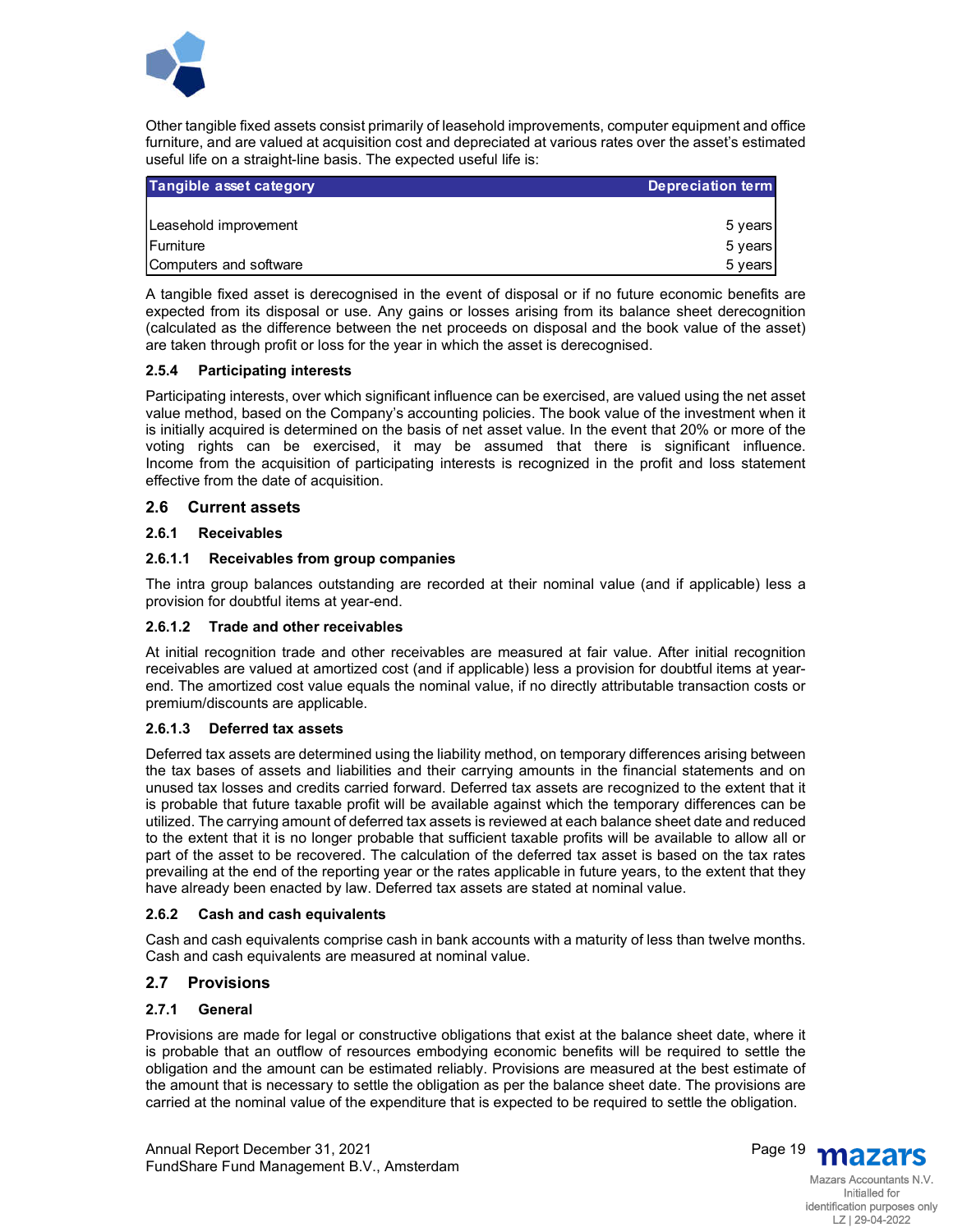Other tangible fixed assets consist primarily of leasehold improvements, computer equipment and office furniture, and are valued at acquisition cost and depreciated at various rates over the asset's estimated useful life on a straight-line basis. The expected useful life is:

| Tangible asset category | Depreciation term |
|---|---|
| Leasehold improvement | 5 years |
| Furniture | 5 years |
| Computers and software | 5 years |

A tangible fixed asset is derecognised in the event of disposal or if no future economic benefits are expected from its disposal or use. Any gains or losses arising from its balance sheet derecognition (calculated as the difference between the net proceeds on disposal and the book value of the asset) are taken through profit or loss for the year in which the asset is derecognised.

#### 2.5.4 Participating interests

Participating interests, over which significant influence can be exercised, are valued using the net asset value method, based on the Company's accounting policies. The book value of the investment when it is initially acquired is determined on the basis of net asset value. In the event that 20% or more of the voting rights can be exercised, it may be assumed that there is significant influence. Income from the acquisition of participating interests is recognized in the profit and loss statement effective from the date of acquisition.

### 2.6 Current assets

#### 2.6.1 Receivables

##### 2.6.1.1 Receivables from group companies

The intra group balances outstanding are recorded at their nominal value (and if applicable) less a provision for doubtful items at year-end.

##### 2.6.1.2 Trade and other receivables

At initial recognition trade and other receivables are measured at fair value. After initial recognition receivables are valued at amortized cost (and if applicable) less a provision for doubtful items at year-end. The amortized cost value equals the nominal value, if no directly attributable transaction costs or premium/discounts are applicable.

##### 2.6.1.3 Deferred tax assets

Deferred tax assets are determined using the liability method, on temporary differences arising between the tax bases of assets and liabilities and their carrying amounts in the financial statements and on unused tax losses and credits carried forward. Deferred tax assets are recognized to the extent that it is probable that future taxable profit will be available against which the temporary differences can be utilized. The carrying amount of deferred tax assets is reviewed at each balance sheet date and reduced to the extent that it is no longer probable that sufficient taxable profits will be available to allow all or part of the asset to be recovered. The calculation of the deferred tax asset is based on the tax rates prevailing at the end of the reporting year or the rates applicable in future years, to the extent that they have already been enacted by law. Deferred tax assets are stated at nominal value.

#### 2.6.2 Cash and cash equivalents

Cash and cash equivalents comprise cash in bank accounts with a maturity of less than twelve months. Cash and cash equivalents are measured at nominal value.

### 2.7 Provisions

#### 2.7.1 General

Provisions are made for legal or constructive obligations that exist at the balance sheet date, where it is probable that an outflow of resources embodying economic benefits will be required to settle the obligation and the amount can be estimated reliably. Provisions are measured at the best estimate of the amount that is necessary to settle the obligation as per the balance sheet date. The provisions are carried at the nominal value of the expenditure that is expected to be required to settle the obligation.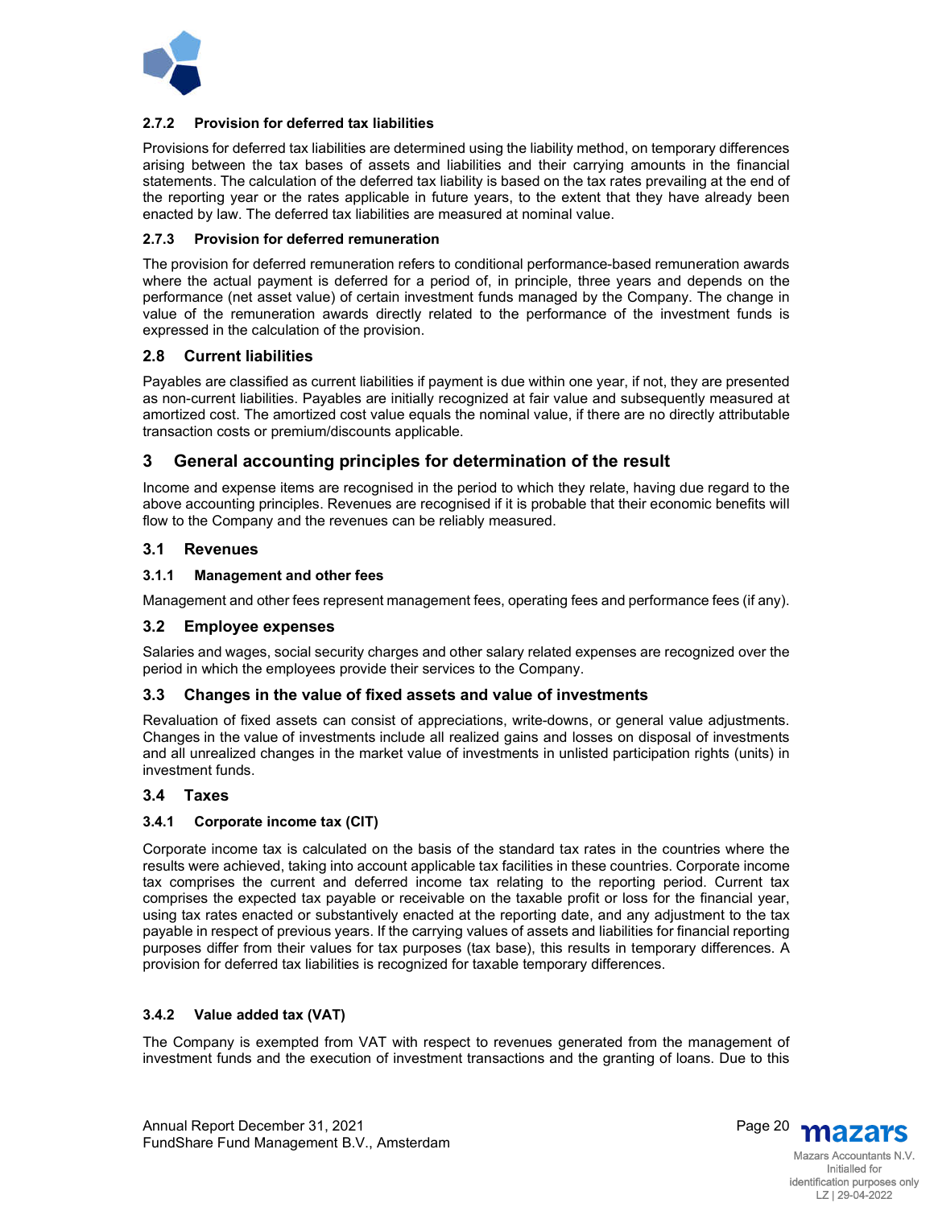#### 2.7.2 Provision for deferred tax liabilities

Provisions for deferred tax liabilities are determined using the liability method, on temporary differences arising between the tax bases of assets and liabilities and their carrying amounts in the financial statements. The calculation of the deferred tax liability is based on the tax rates prevailing at the end of the reporting year or the rates applicable in future years, to the extent that they have already been enacted by law. The deferred tax liabilities are measured at nominal value.

#### 2.7.3 Provision for deferred remuneration

The provision for deferred remuneration refers to conditional performance-based remuneration awards where the actual payment is deferred for a period of, in principle, three years and depends on the performance (net asset value) of certain investment funds managed by the Company. The change in value of the remuneration awards directly related to the performance of the investment funds is expressed in the calculation of the provision.

### 2.8 Current liabilities

Payables are classified as current liabilities if payment is due within one year, if not, they are presented as non-current liabilities. Payables are initially recognized at fair value and subsequently measured at amortized cost. The amortized cost value equals the nominal value, if there are no directly attributable transaction costs or premium/discounts applicable.

## 3 General accounting principles for determination of the result

Income and expense items are recognised in the period to which they relate, having due regard to the above accounting principles. Revenues are recognised if it is probable that their economic benefits will flow to the Company and the revenues can be reliably measured.

### 3.1 Revenues

#### 3.1.1 Management and other fees

Management and other fees represent management fees, operating fees and performance fees (if any).

### 3.2 Employee expenses

Salaries and wages, social security charges and other salary related expenses are recognized over the period in which the employees provide their services to the Company.

### 3.3 Changes in the value of fixed assets and value of investments

Revaluation of fixed assets can consist of appreciations, write-downs, or general value adjustments. Changes in the value of investments include all realized gains and losses on disposal of investments and all unrealized changes in the market value of investments in unlisted participation rights (units) in investment funds.

### 3.4 Taxes

#### 3.4.1 Corporate income tax (CIT)

Corporate income tax is calculated on the basis of the standard tax rates in the countries where the results were achieved, taking into account applicable tax facilities in these countries. Corporate income tax comprises the current and deferred income tax relating to the reporting period. Current tax comprises the expected tax payable or receivable on the taxable profit or loss for the financial year, using tax rates enacted or substantively enacted at the reporting date, and any adjustment to the tax payable in respect of previous years. If the carrying values of assets and liabilities for financial reporting purposes differ from their values for tax purposes (tax base), this results in temporary differences. A provision for deferred tax liabilities is recognized for taxable temporary differences.

#### 3.4.2 Value added tax (VAT)

The Company is exempted from VAT with respect to revenues generated from the management of investment funds and the execution of investment transactions and the granting of loans. Due to this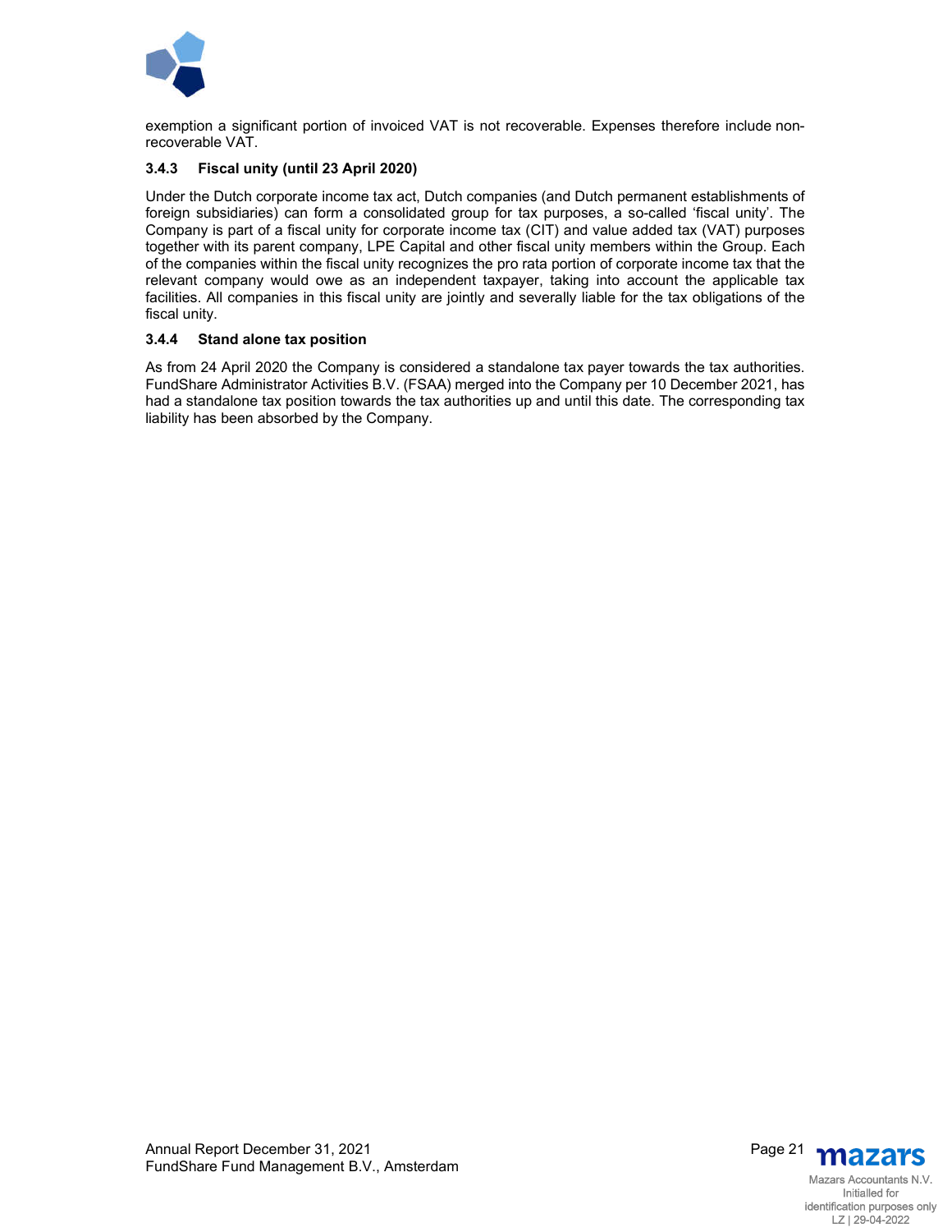exemption a significant portion of invoiced VAT is not recoverable. Expenses therefore include non-recoverable VAT.

### 3.4.3 Fiscal unity (until 23 April 2020)

Under the Dutch corporate income tax act, Dutch companies (and Dutch permanent establishments of foreign subsidiaries) can form a consolidated group for tax purposes, a so-called 'fiscal unity'. The Company is part of a fiscal unity for corporate income tax (CIT) and value added tax (VAT) purposes together with its parent company, LPE Capital and other fiscal unity members within the Group. Each of the companies within the fiscal unity recognizes the pro rata portion of corporate income tax that the relevant company would owe as an independent taxpayer, taking into account the applicable tax facilities. All companies in this fiscal unity are jointly and severally liable for the tax obligations of the fiscal unity.

### 3.4.4 Stand alone tax position

As from 24 April 2020 the Company is considered a standalone tax payer towards the tax authorities. FundShare Administrator Activities B.V. (FSAA) merged into the Company per 10 December 2021, has had a standalone tax position towards the tax authorities up and until this date. The corresponding tax liability has been absorbed by the Company.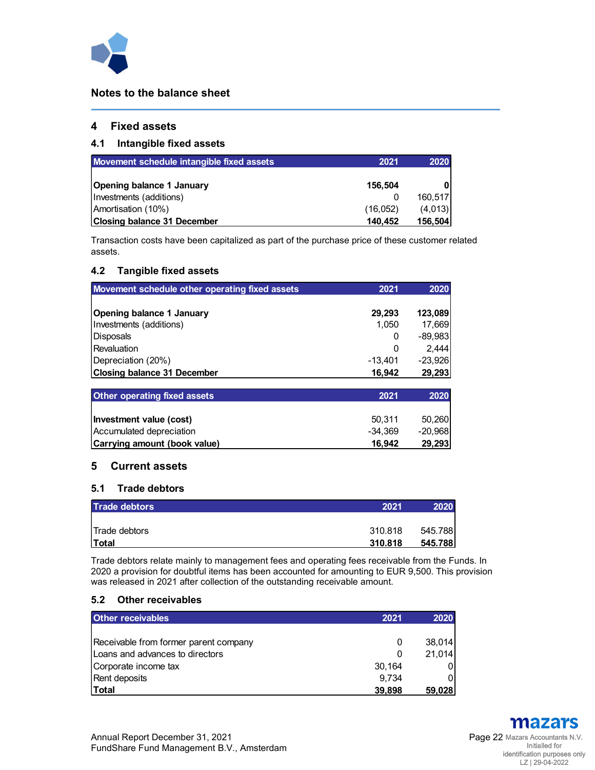## Notes to the balance sheet

### 4 Fixed assets

#### 4.1 Intangible fixed assets

| Movement schedule intangible fixed assets | 2021 | 2020 |
|---|---|---|
| **Opening balance 1 January** | **156,504** | **0** |
| Investments (additions) | 0 | 160,517 |
| Amortisation (10%) | (16,052) | (4,013) |
| **Closing balance 31 December** | **140,452** | **156,504** |

Transaction costs have been capitalized as part of the purchase price of these customer related assets.

#### 4.2 Tangible fixed assets

| Movement schedule other operating fixed assets | 2021 | 2020 |
|---|---|---|
| **Opening balance 1 January** | **29,293** | **123,089** |
| Investments (additions) | 1,050 | 17,669 |
| Disposals | 0 | -89,983 |
| Revaluation | 0 | 2,444 |
| Depreciation (20%) | -13,401 | -23,926 |
| **Closing balance 31 December** | **16,942** | **29,293** |

| Other operating fixed assets | 2021 | 2020 |
|---|---|---|
| **Investment value (cost)** | 50,311 | 50,260 |
| Accumulated depreciation | -34,369 | -20,968 |
| **Carrying amount (book value)** | **16,942** | **29,293** |

### 5 Current assets

#### 5.1 Trade debtors

| Trade debtors | 2021 | 2020 |
|---|---|---|
| Trade debtors | 310.818 | 545.788 |
| **Total** | **310.818** | **545.788** |

Trade debtors relate mainly to management fees and operating fees receivable from the Funds. In 2020 a provision for doubtful items has been accounted for amounting to EUR 9,500. This provision was released in 2021 after collection of the outstanding receivable amount.

#### 5.2 Other receivables

| Other receivables | 2021 | 2020 |
|---|---|---|
| Receivable from former parent company | 0 | 38,014 |
| Loans and advances to directors | 0 | 21,014 |
| Corporate income tax | 30,164 | 0 |
| Rent deposits | 9,734 | 0 |
| **Total** | **39,898** | **59,028** |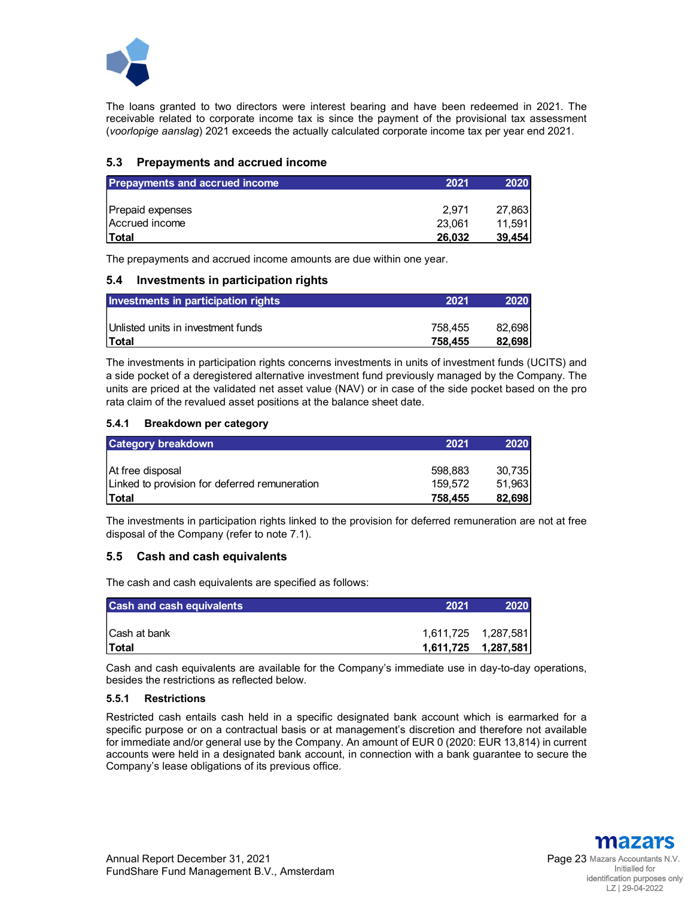The loans granted to two directors were interest bearing and have been redeemed in 2021. The receivable related to corporate income tax is since the payment of the provisional tax assessment (*voorlopige aanslag*) 2021 exceeds the actually calculated corporate income tax per year end 2021.

## 5.3 Prepayments and accrued income

| Prepayments and accrued income | 2021 | 2020 |
|---|---|---|
| Prepaid expenses | 2,971 | 27,863 |
| Accrued income | 23,061 | 11,591 |
| **Total** | **26,032** | **39,454** |

The prepayments and accrued income amounts are due within one year.

## 5.4 Investments in participation rights

| Investments in participation rights | 2021 | 2020 |
|---|---|---|
| Unlisted units in investment funds | 758,455 | 82,698 |
| **Total** | **758,455** | **82,698** |

The investments in participation rights concerns investments in units of investment funds (UCITS) and a side pocket of a deregistered alternative investment fund previously managed by the Company. The units are priced at the validated net asset value (NAV) or in case of the side pocket based on the pro rata claim of the revalued asset positions at the balance sheet date.

### 5.4.1 Breakdown per category

| Category breakdown | 2021 | 2020 |
|---|---|---|
| At free disposal | 598,883 | 30,735 |
| Linked to provision for deferred remuneration | 159,572 | 51,963 |
| **Total** | **758,455** | **82,698** |

The investments in participation rights linked to the provision for deferred remuneration are not at free disposal of the Company (refer to note 7.1).

## 5.5 Cash and cash equivalents

The cash and cash equivalents are specified as follows:

| Cash and cash equivalents | 2021 | 2020 |
|---|---|---|
| Cash at bank | 1,611,725 | 1,287,581 |
| **Total** | **1,611,725** | **1,287,581** |

Cash and cash equivalents are available for the Company's immediate use in day-to-day operations, besides the restrictions as reflected below.

### 5.5.1 Restrictions

Restricted cash entails cash held in a specific designated bank account which is earmarked for a specific purpose or on a contractual basis or at management's discretion and therefore not available for immediate and/or general use by the Company. An amount of EUR 0 (2020: EUR 13,814) in current accounts were held in a designated bank account, in connection with a bank guarantee to secure the Company's lease obligations of its previous office.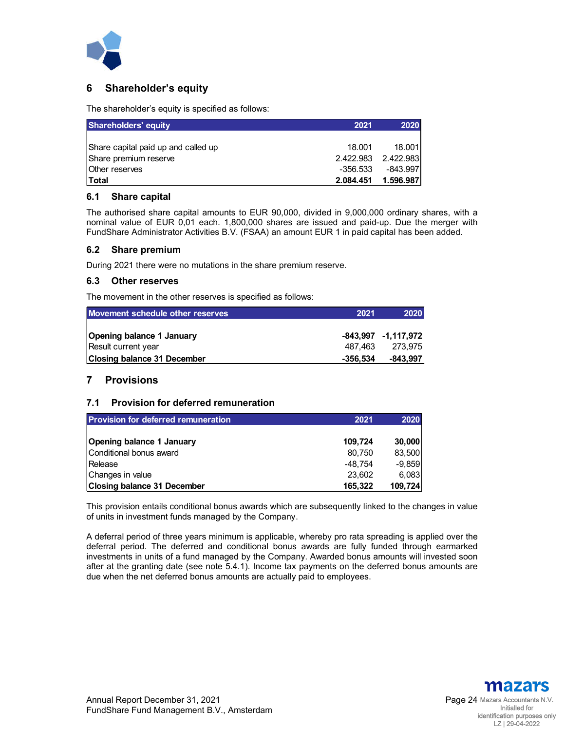## 6 Shareholder's equity

The shareholder's equity is specified as follows:

| Shareholders' equity | 2021 | 2020 |
|---|---|---|
| Share capital paid up and called up | 18.001 | 18.001 |
| Share premium reserve | 2.422.983 | 2.422.983 |
| Other reserves | -356.533 | -843.997 |
| **Total** | **2.084.451** | **1.596.987** |

### 6.1 Share capital

The authorised share capital amounts to EUR 90,000, divided in 9,000,000 ordinary shares, with a nominal value of EUR 0,01 each. 1,800,000 shares are issued and paid-up. Due the merger with FundShare Administrator Activities B.V. (FSAA) an amount EUR 1 in paid capital has been added.

### 6.2 Share premium

During 2021 there were no mutations in the share premium reserve.

### 6.3 Other reserves

The movement in the other reserves is specified as follows:

| Movement schedule other reserves | 2021 | 2020 |
|---|---|---|
| **Opening balance 1 January** | **-843,997** | **-1,117,972** |
| Result current year | 487,463 | 273,975 |
| **Closing balance 31 December** | **-356,534** | **-843,997** |

## 7 Provisions

### 7.1 Provision for deferred remuneration

| Provision for deferred remuneration | 2021 | 2020 |
|---|---|---|
| **Opening balance 1 January** | **109,724** | **30,000** |
| Conditional bonus award | 80,750 | 83,500 |
| Release | -48,754 | -9,859 |
| Changes in value | 23,602 | 6,083 |
| **Closing balance 31 December** | **165,322** | **109,724** |

This provision entails conditional bonus awards which are subsequently linked to the changes in value of units in investment funds managed by the Company.

A deferral period of three years minimum is applicable, whereby pro rata spreading is applied over the deferral period. The deferred and conditional bonus awards are fully funded through earmarked investments in units of a fund managed by the Company. Awarded bonus amounts will invested soon after at the granting date (see note 5.4.1). Income tax payments on the deferred bonus amounts are due when the net deferred bonus amounts are actually paid to employees.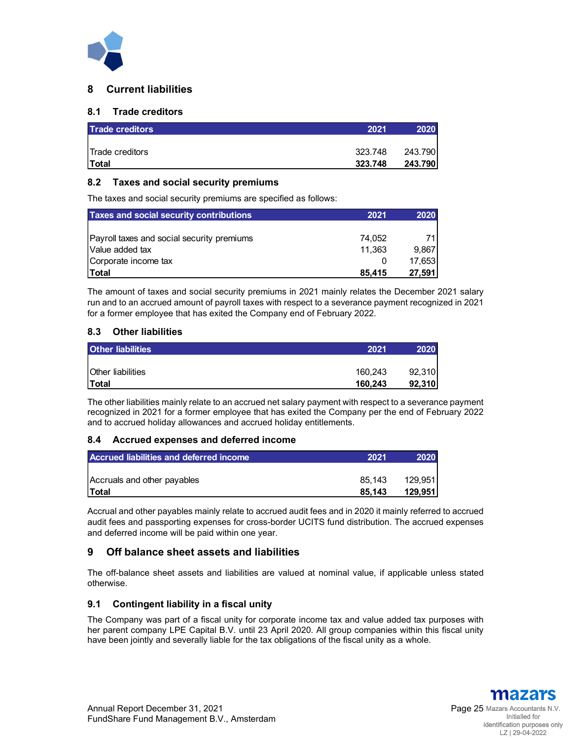## 8 Current liabilities

### 8.1 Trade creditors

| Trade creditors | 2021 | 2020 |
|---|---|---|
| Trade creditors | 323.748 | 243.790 |
| **Total** | **323.748** | **243.790** |

### 8.2 Taxes and social security premiums

The taxes and social security premiums are specified as follows:

| Taxes and social security contributions | 2021 | 2020 |
|---|---|---|
| Payroll taxes and social security premiums | 74,052 | 71 |
| Value added tax | 11,363 | 9,867 |
| Corporate income tax | 0 | 17,653 |
| **Total** | **85,415** | **27,591** |

The amount of taxes and social security premiums in 2021 mainly relates the December 2021 salary run and to an accrued amount of payroll taxes with respect to a severance payment recognized in 2021 for a former employee that has exited the Company end of February 2022.

### 8.3 Other liabilities

| Other liabilities | 2021 | 2020 |
|---|---|---|
| Other liabilities | 160,243 | 92,310 |
| **Total** | **160,243** | **92,310** |

The other liabilities mainly relate to an accrued net salary payment with respect to a severance payment recognized in 2021 for a former employee that has exited the Company per the end of February 2022 and to accrued holiday allowances and accrued holiday entitlements.

### 8.4 Accrued expenses and deferred income

| Accrued liabilities and deferred income | 2021 | 2020 |
|---|---|---|
| Accruals and other payables | 85,143 | 129,951 |
| **Total** | **85,143** | **129,951** |

Accrual and other payables mainly relate to accrued audit fees and in 2020 it mainly referred to accrued audit fees and passporting expenses for cross-border UCITS fund distribution. The accrued expenses and deferred income will be paid within one year.

## 9 Off balance sheet assets and liabilities

The off-balance sheet assets and liabilities are valued at nominal value, if applicable unless stated otherwise.

### 9.1 Contingent liability in a fiscal unity

The Company was part of a fiscal unity for corporate income tax and value added tax purposes with her parent company LPE Capital B.V. until 23 April 2020. All group companies within this fiscal unity have been jointly and severally liable for the tax obligations of the fiscal unity as a whole.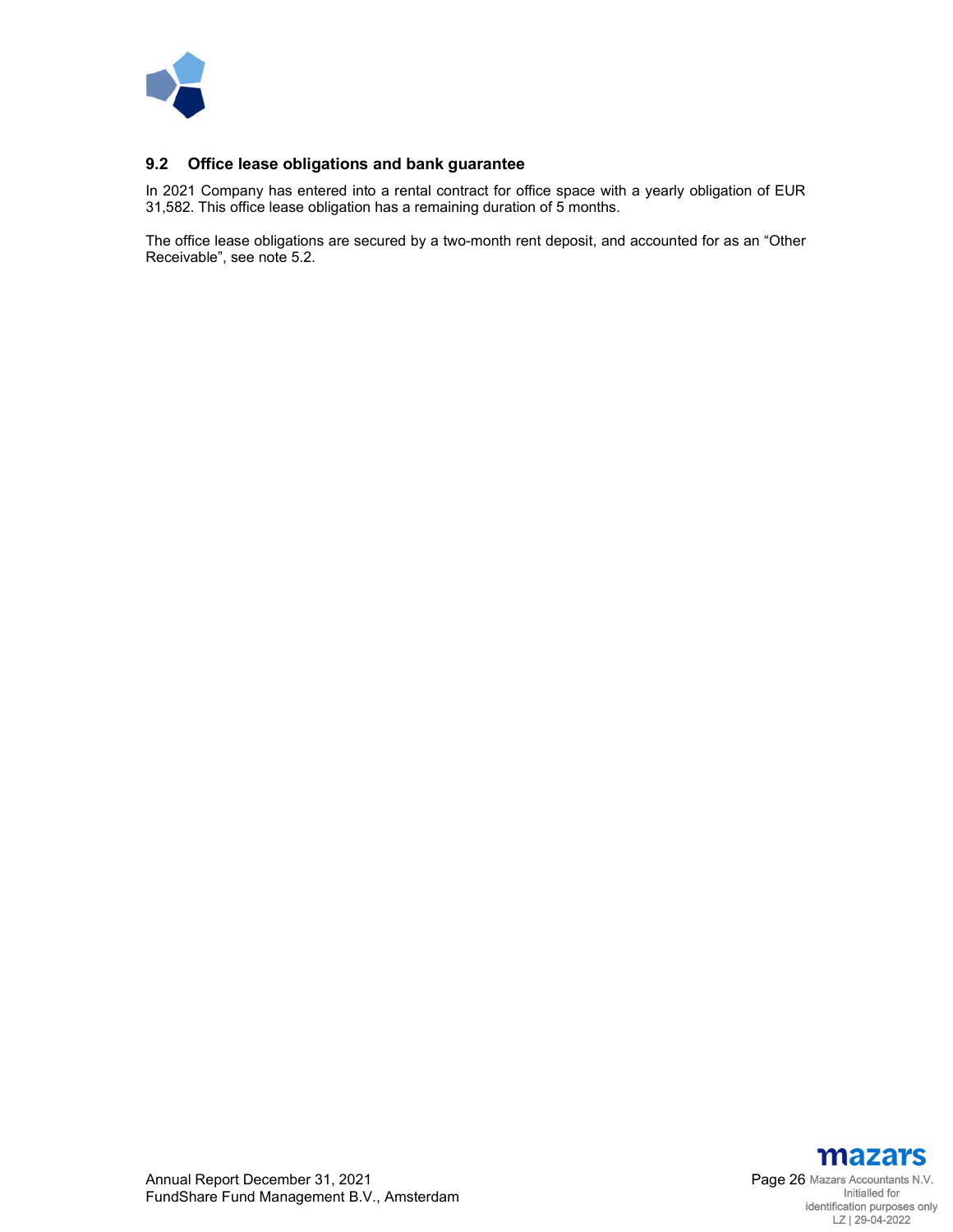## 9.2 Office lease obligations and bank guarantee

In 2021 Company has entered into a rental contract for office space with a yearly obligation of EUR 31,582. This office lease obligation has a remaining duration of 5 months.

The office lease obligations are secured by a two-month rent deposit, and accounted for as an “Other Receivable”, see note 5.2.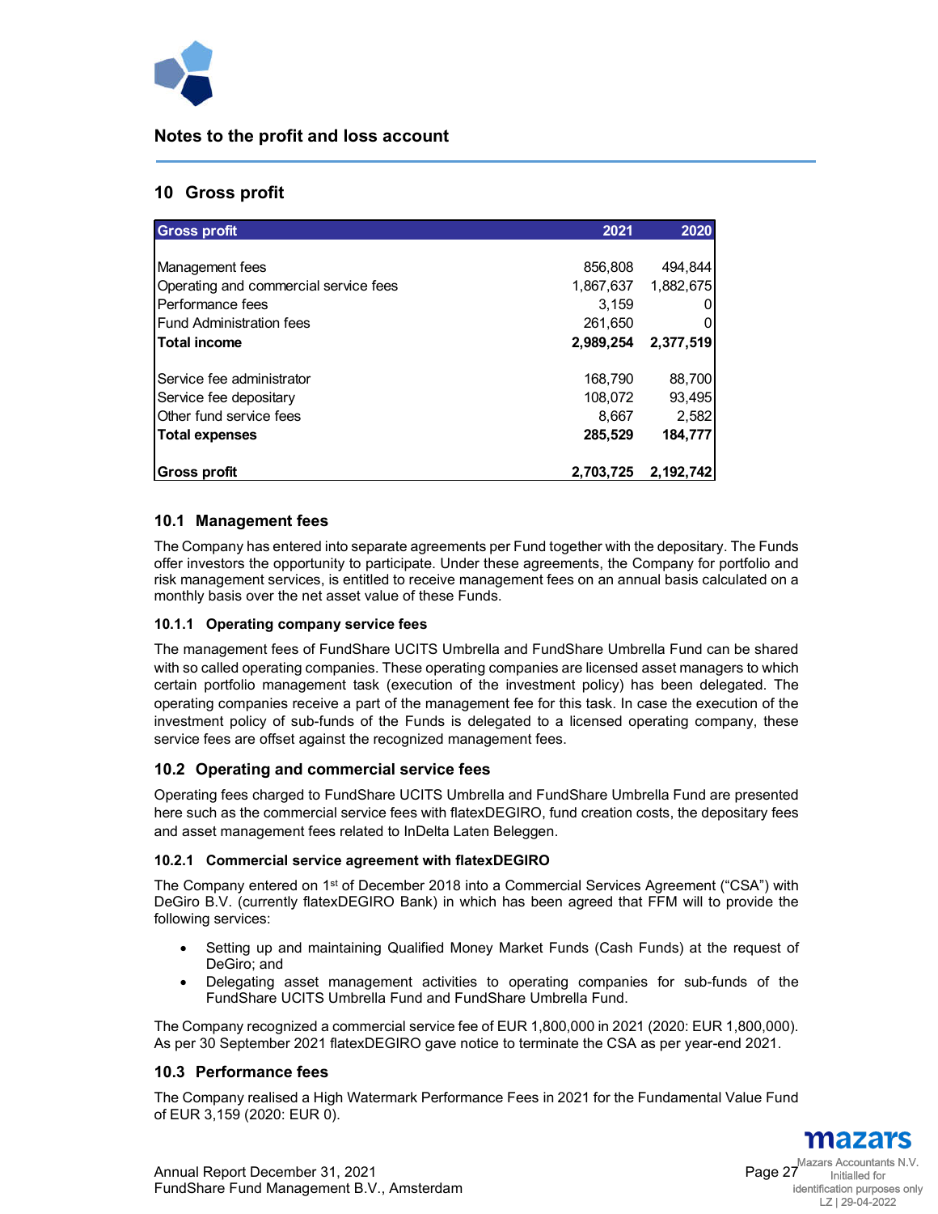## Notes to the profit and loss account

### 10 Gross profit

| Gross profit | 2021 | 2020 |
|---|---|---|
| Management fees | 856,808 | 494,844 |
| Operating and commercial service fees | 1,867,637 | 1,882,675 |
| Performance fees | 3,159 | 0 |
| Fund Administration fees | 261,650 | 0 |
| **Total income** | **2,989,254** | **2,377,519** |
| Service fee administrator | 168,790 | 88,700 |
| Service fee depositary | 108,072 | 93,495 |
| Other fund service fees | 8,667 | 2,582 |
| **Total expenses** | **285,529** | **184,777** |
| **Gross profit** | **2,703,725** | **2,192,742** |

### 10.1 Management fees

The Company has entered into separate agreements per Fund together with the depositary. The Funds offer investors the opportunity to participate. Under these agreements, the Company for portfolio and risk management services, is entitled to receive management fees on an annual basis calculated on a monthly basis over the net asset value of these Funds.

#### 10.1.1 Operating company service fees

The management fees of FundShare UCITS Umbrella and FundShare Umbrella Fund can be shared with so called operating companies. These operating companies are licensed asset managers to which certain portfolio management task (execution of the investment policy) has been delegated. The operating companies receive a part of the management fee for this task. In case the execution of the investment policy of sub-funds of the Funds is delegated to a licensed operating company, these service fees are offset against the recognized management fees.

### 10.2 Operating and commercial service fees

Operating fees charged to FundShare UCITS Umbrella and FundShare Umbrella Fund are presented here such as the commercial service fees with flatexDEGIRO, fund creation costs, the depositary fees and asset management fees related to InDelta Laten Beleggen.

#### 10.2.1 Commercial service agreement with flatexDEGIRO

The Company entered on 1st of December 2018 into a Commercial Services Agreement ("CSA") with DeGiro B.V. (currently flatexDEGIRO Bank) in which has been agreed that FFM will to provide the following services:

- Setting up and maintaining Qualified Money Market Funds (Cash Funds) at the request of DeGiro; and
- Delegating asset management activities to operating companies for sub-funds of the FundShare UCITS Umbrella Fund and FundShare Umbrella Fund.

The Company recognized a commercial service fee of EUR 1,800,000 in 2021 (2020: EUR 1,800,000). As per 30 September 2021 flatexDEGIRO gave notice to terminate the CSA as per year-end 2021.

### 10.3 Performance fees

The Company realised a High Watermark Performance Fees in 2021 for the Fundamental Value Fund of EUR 3,159 (2020: EUR 0).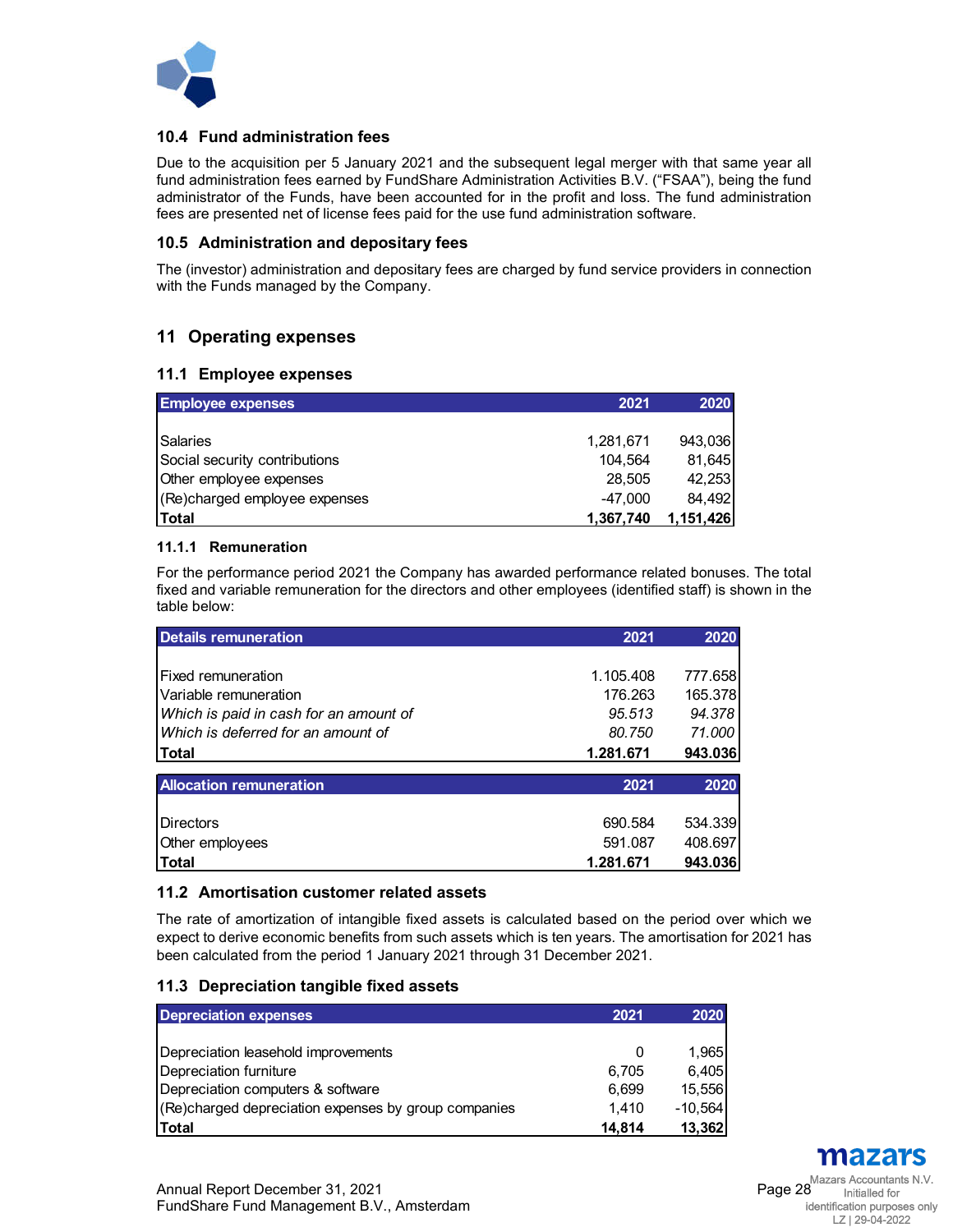### 10.4 Fund administration fees

Due to the acquisition per 5 January 2021 and the subsequent legal merger with that same year all fund administration fees earned by FundShare Administration Activities B.V. ("FSAA"), being the fund administrator of the Funds, have been accounted for in the profit and loss. The fund administration fees are presented net of license fees paid for the use fund administration software.

### 10.5 Administration and depositary fees

The (investor) administration and depositary fees are charged by fund service providers in connection with the Funds managed by the Company.

## 11 Operating expenses

### 11.1 Employee expenses

| Employee expenses | 2021 | 2020 |
|---|---|---|
| Salaries | 1,281,671 | 943,036 |
| Social security contributions | 104,564 | 81,645 |
| Other employee expenses | 28,505 | 42,253 |
| (Re)charged employee expenses | -47,000 | 84,492 |
| **Total** | **1,367,740** | **1,151,426** |

#### 11.1.1 Remuneration

For the performance period 2021 the Company has awarded performance related bonuses. The total fixed and variable remuneration for the directors and other employees (identified staff) is shown in the table below:

| Details remuneration | 2021 | 2020 |
|---|---|---|
| Fixed remuneration | 1.105.408 | 777.658 |
| Variable remuneration | 176.263 | 165.378 |
| *Which is paid in cash for an amount of* | *95.513* | *94.378* |
| *Which is deferred for an amount of* | *80.750* | *71.000* |
| **Total** | **1.281.671** | **943.036** |

| Allocation remuneration | 2021 | 2020 |
|---|---|---|
| Directors | 690.584 | 534.339 |
| Other employees | 591.087 | 408.697 |
| **Total** | **1.281.671** | **943.036** |

### 11.2 Amortisation customer related assets

The rate of amortization of intangible fixed assets is calculated based on the period over which we expect to derive economic benefits from such assets which is ten years. The amortisation for 2021 has been calculated from the period 1 January 2021 through 31 December 2021.

### 11.3 Depreciation tangible fixed assets

| Depreciation expenses | 2021 | 2020 |
|---|---|---|
| Depreciation leasehold improvements | 0 | 1,965 |
| Depreciation furniture | 6,705 | 6,405 |
| Depreciation computers & software | 6,699 | 15,556 |
| (Re)charged depreciation expenses by group companies | 1,410 | -10,564 |
| **Total** | **14,814** | **13,362** |

Annual Report December 31, 2021
FundShare Fund Management B.V., Amsterdam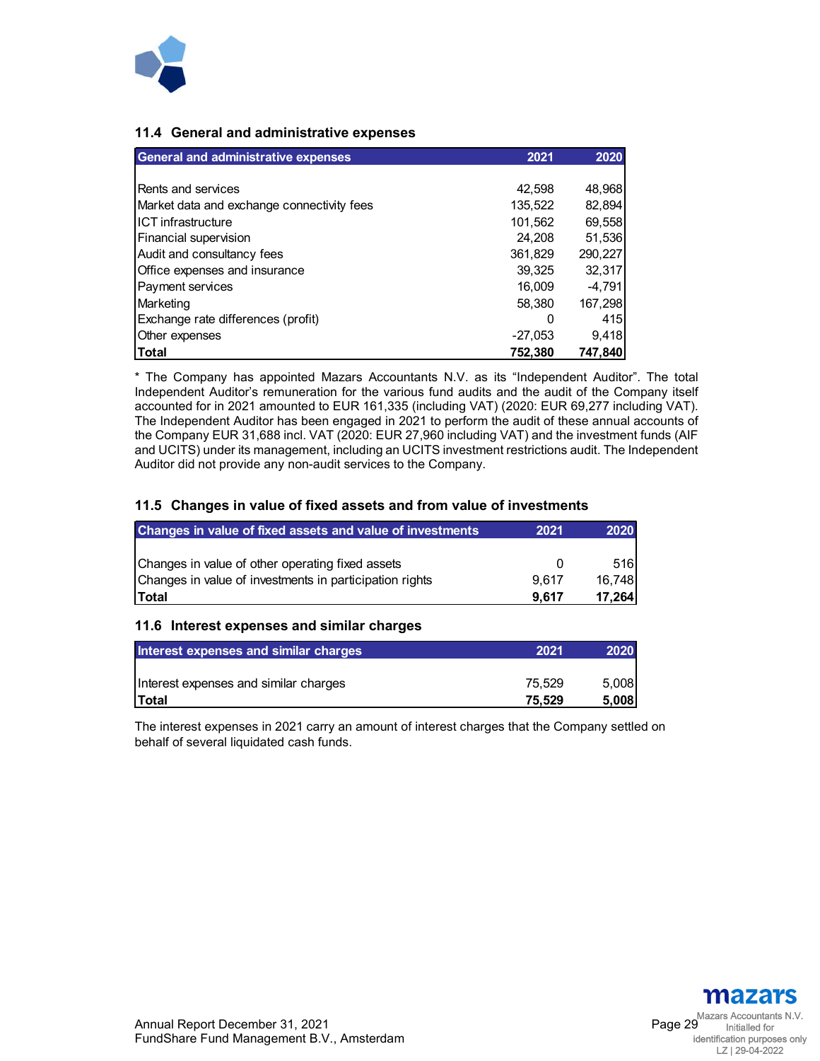### 11.4 General and administrative expenses

| General and administrative expenses | 2021 | 2020 |
|---|---|---|
| Rents and services | 42,598 | 48,968 |
| Market data and exchange connectivity fees | 135,522 | 82,894 |
| ICT infrastructure | 101,562 | 69,558 |
| Financial supervision | 24,208 | 51,536 |
| Audit and consultancy fees | 361,829 | 290,227 |
| Office expenses and insurance | 39,325 | 32,317 |
| Payment services | 16,009 | -4,791 |
| Marketing | 58,380 | 167,298 |
| Exchange rate differences (profit) | 0 | 415 |
| Other expenses | -27,053 | 9,418 |
| **Total** | **752,380** | **747,840** |

* The Company has appointed Mazars Accountants N.V. as its “Independent Auditor”. The total Independent Auditor’s remuneration for the various fund audits and the audit of the Company itself accounted for in 2021 amounted to EUR 161,335 (including VAT) (2020: EUR 69,277 including VAT). The Independent Auditor has been engaged in 2021 to perform the audit of these annual accounts of the Company EUR 31,688 incl. VAT (2020: EUR 27,960 including VAT) and the investment funds (AIF and UCITS) under its management, including an UCITS investment restrictions audit. The Independent Auditor did not provide any non-audit services to the Company.

### 11.5 Changes in value of fixed assets and from value of investments

| Changes in value of fixed assets and value of investments | 2021 | 2020 |
|---|---|---|
| Changes in value of other operating fixed assets | 0 | 516 |
| Changes in value of investments in participation rights | 9,617 | 16,748 |
| **Total** | **9,617** | **17,264** |

### 11.6 Interest expenses and similar charges

| Interest expenses and similar charges | 2021 | 2020 |
|---|---|---|
| Interest expenses and similar charges | 75,529 | 5,008 |
| **Total** | **75,529** | **5,008** |

The interest expenses in 2021 carry an amount of interest charges that the Company settled on behalf of several liquidated cash funds.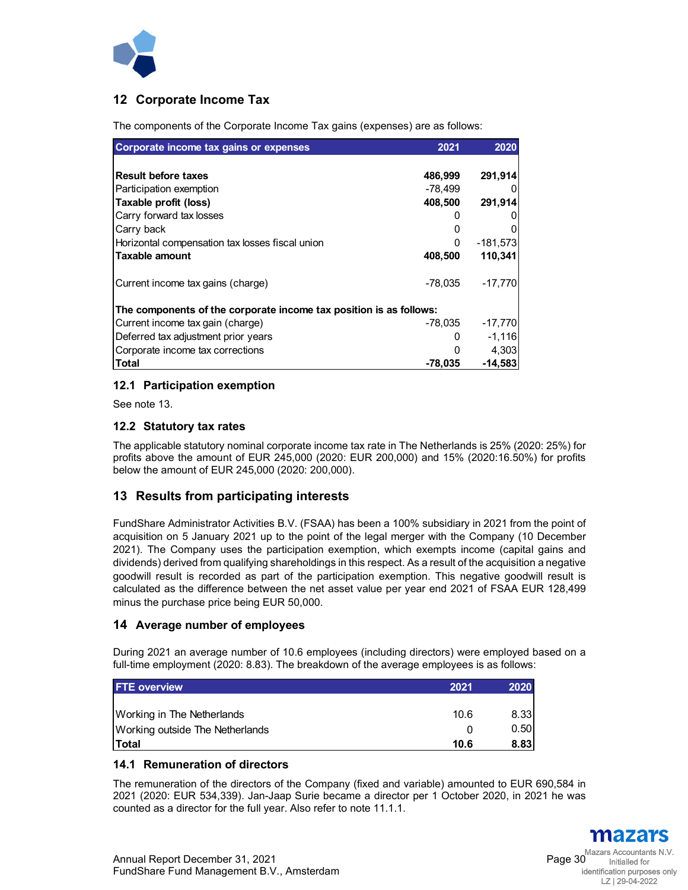## 12 Corporate Income Tax

The components of the Corporate Income Tax gains (expenses) are as follows:

| Corporate income tax gains or expenses | 2021 | 2020 |
|---|---|---|
| **Result before taxes** | **486,999** | **291,914** |
| Participation exemption | -78,499 | 0 |
| **Taxable profit (loss)** | **408,500** | **291,914** |
| Carry forward tax losses | 0 | 0 |
| Carry back | 0 | 0 |
| Horizontal compensation tax losses fiscal union | 0 | -181,573 |
| **Taxable amount** | **408,500** | **110,341** |
| | | |
| Current income tax gains (charge) | -78,035 | -17,770 |
| | | |
| **The components of the corporate income tax position is as follows:** | | |
| Current income tax gain (charge) | -78,035 | -17,770 |
| Deferred tax adjustment prior years | 0 | -1,116 |
| Corporate income tax corrections | 0 | 4,303 |
| **Total** | **-78,035** | **-14,583** |

### 12.1 Participation exemption

See note 13.

### 12.2 Statutory tax rates

The applicable statutory nominal corporate income tax rate in The Netherlands is 25% (2020: 25%) for profits above the amount of EUR 245,000 (2020: EUR 200,000) and 15% (2020:16.50%) for profits below the amount of EUR 245,000 (2020: 200,000).

## 13 Results from participating interests

FundShare Administrator Activities B.V. (FSAA) has been a 100% subsidiary in 2021 from the point of acquisition on 5 January 2021 up to the point of the legal merger with the Company (10 December 2021). The Company uses the participation exemption, which exempts income (capital gains and dividends) derived from qualifying shareholdings in this respect. As a result of the acquisition a negative goodwill result is recorded as part of the participation exemption. This negative goodwill result is calculated as the difference between the net asset value per year end 2021 of FSAA EUR 128,499 minus the purchase price being EUR 50,000.

## 14 Average number of employees

During 2021 an average number of 10.6 employees (including directors) were employed based on a full-time employment (2020: 8.83). The breakdown of the average employees is as follows:

| FTE overview | 2021 | 2020 |
|---|---|---|
| Working in The Netherlands | 10.6 | 8.33 |
| Working outside The Netherlands | 0 | 0.50 |
| **Total** | **10.6** | **8.83** |

### 14.1 Remuneration of directors

The remuneration of the directors of the Company (fixed and variable) amounted to EUR 690,584 in 2021 (2020: EUR 534,339). Jan-Jaap Surie became a director per 1 October 2020, in 2021 he was counted as a director for the full year. Also refer to note 11.1.1.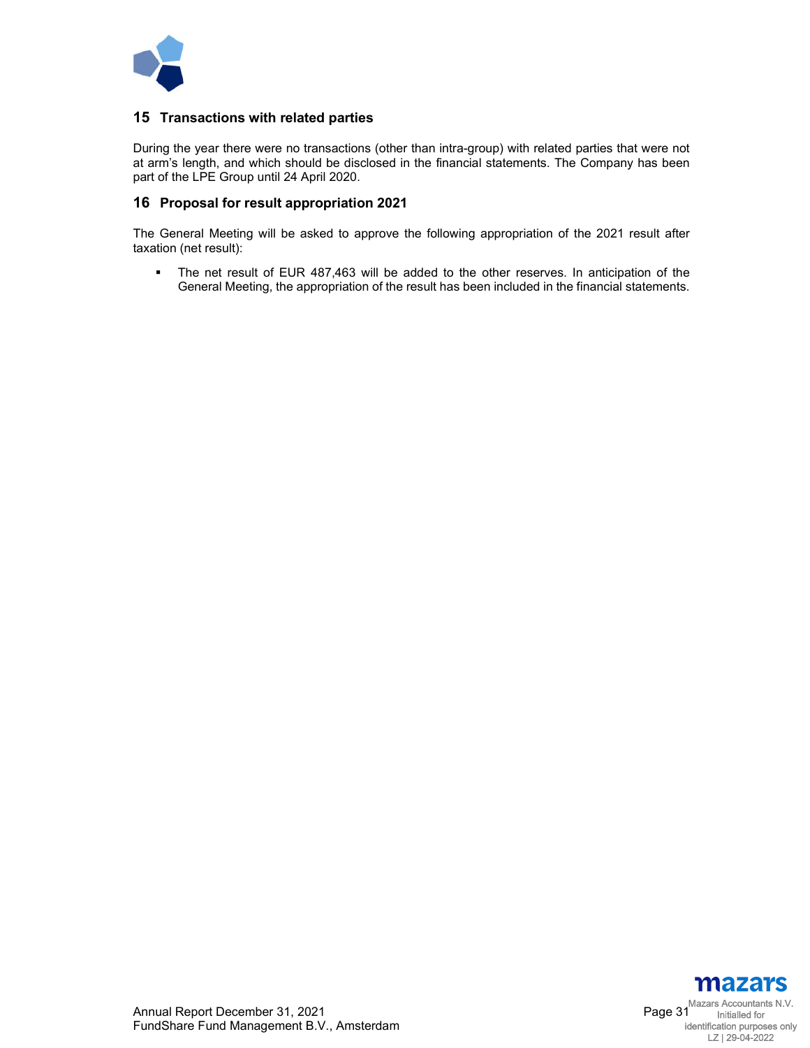## 15 Transactions with related parties

During the year there were no transactions (other than intra-group) with related parties that were not at arm's length, and which should be disclosed in the financial statements. The Company has been part of the LPE Group until 24 April 2020.

## 16 Proposal for result appropriation 2021

The General Meeting will be asked to approve the following appropriation of the 2021 result after taxation (net result):

- The net result of EUR 487,463 will be added to the other reserves. In anticipation of the General Meeting, the appropriation of the result has been included in the financial statements.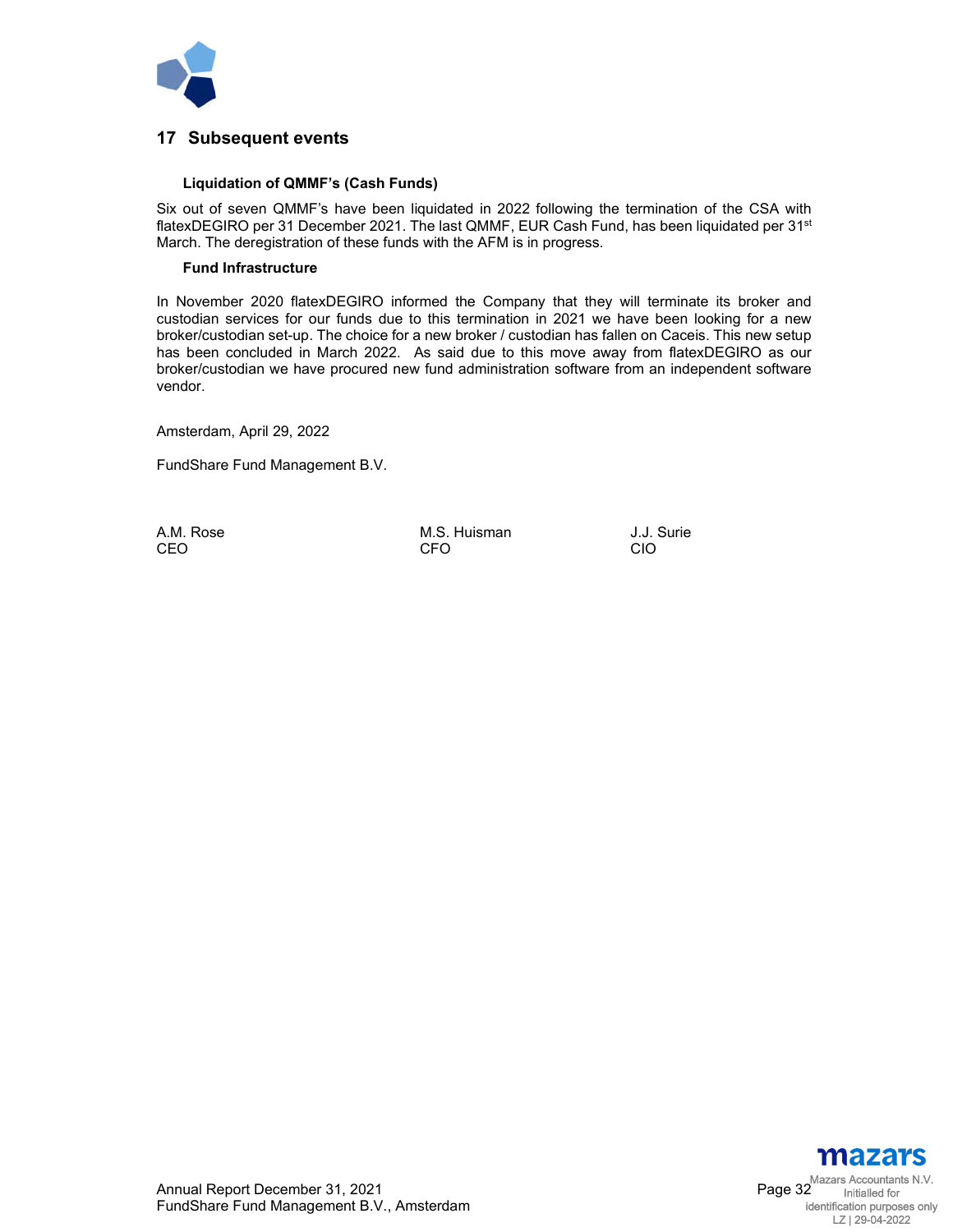## 17 Subsequent events

### Liquidation of QMMF's (Cash Funds)

Six out of seven QMMF's have been liquidated in 2022 following the termination of the CSA with flatexDEGIRO per 31 December 2021. The last QMMF, EUR Cash Fund, has been liquidated per 31st March. The deregistration of these funds with the AFM is in progress.

### Fund Infrastructure

In November 2020 flatexDEGIRO informed the Company that they will terminate its broker and custodian services for our funds due to this termination in 2021 we have been looking for a new broker/custodian set-up. The choice for a new broker / custodian has fallen on Caceis. This new setup has been concluded in March 2022. As said due to this move away from flatexDEGIRO as our broker/custodian we have procured new fund administration software from an independent software vendor.

Amsterdam, April 29, 2022

FundShare Fund Management B.V.

A.M. Rose
CEO

M.S. Huisman
CFO

J.J. Surie
CIO

Mazars Accountants N.V.
Initialled for identification purposes only
LZ | 29-04-2022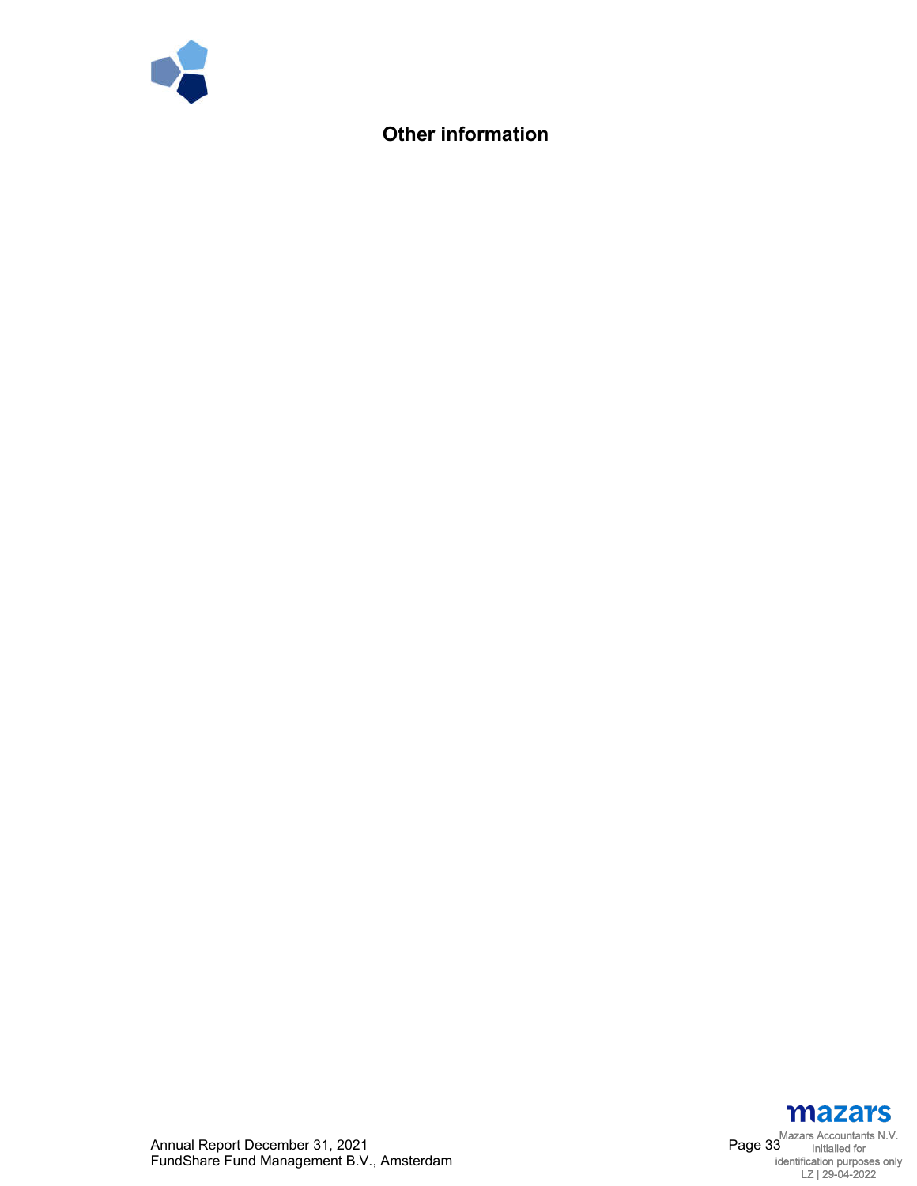# Other information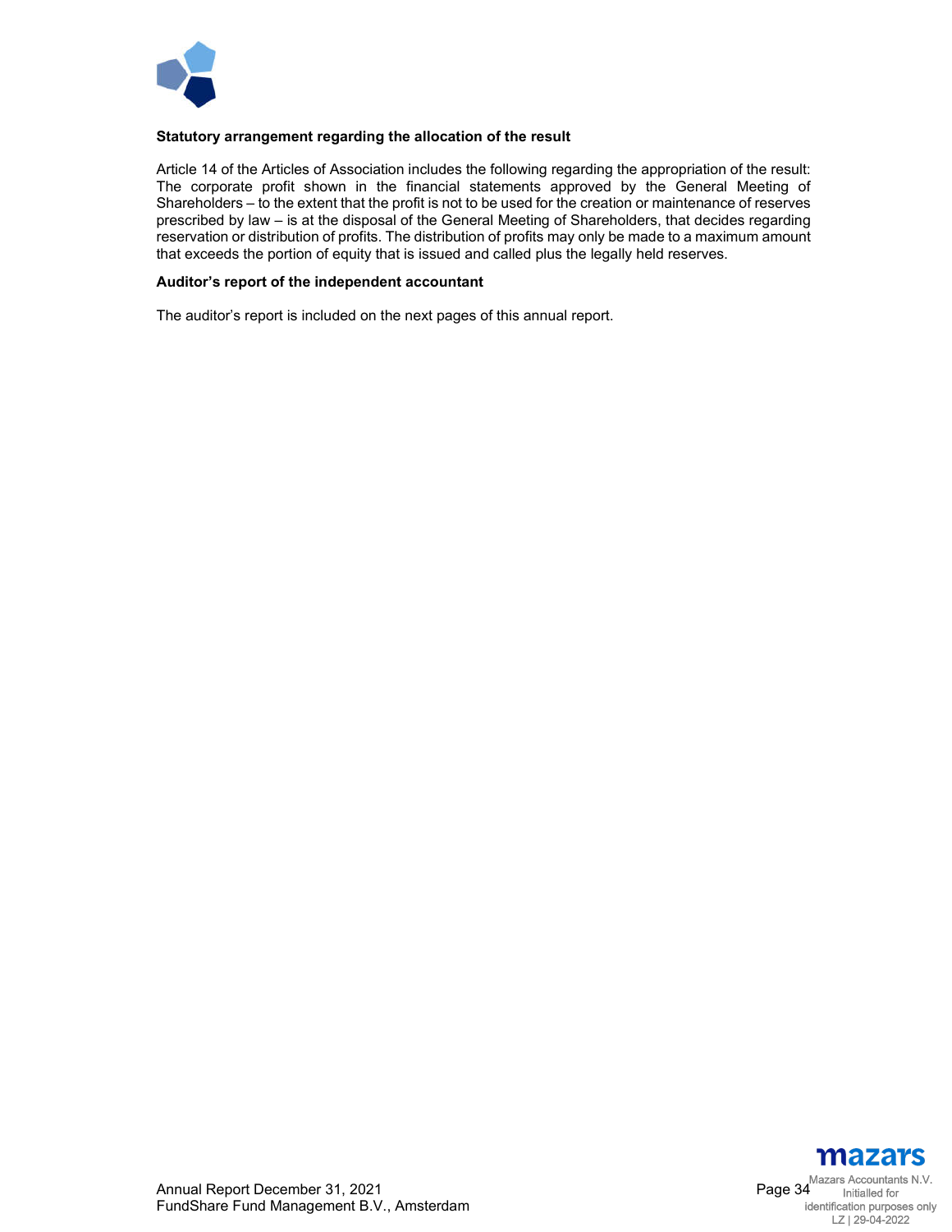**Statutory arrangement regarding the allocation of the result**

Article 14 of the Articles of Association includes the following regarding the appropriation of the result: The corporate profit shown in the financial statements approved by the General Meeting of Shareholders – to the extent that the profit is not to be used for the creation or maintenance of reserves prescribed by law – is at the disposal of the General Meeting of Shareholders, that decides regarding reservation or distribution of profits. The distribution of profits may only be made to a maximum amount that exceeds the portion of equity that is issued and called plus the legally held reserves.

**Auditor's report of the independent accountant**

The auditor's report is included on the next pages of this annual report.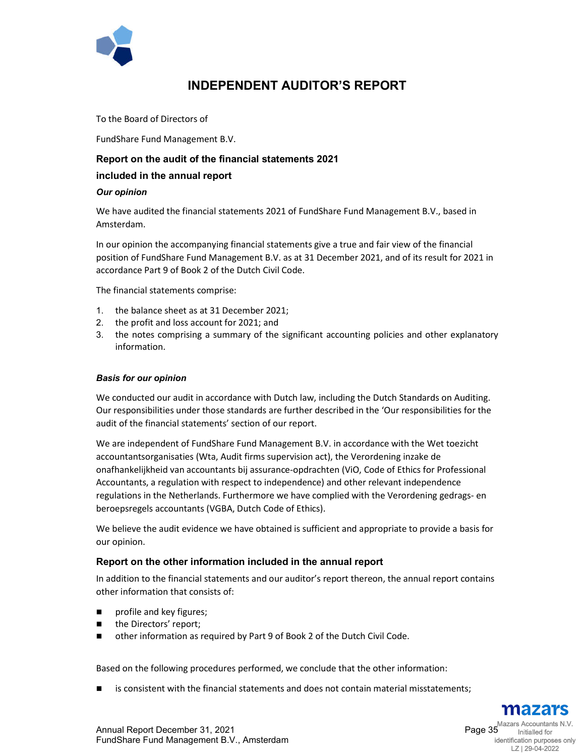# INDEPENDENT AUDITOR'S REPORT

To the Board of Directors of

FundShare Fund Management B.V.

## Report on the audit of the financial statements 2021 included in the annual report

### *Our opinion*

We have audited the financial statements 2021 of FundShare Fund Management B.V., based in Amsterdam.

In our opinion the accompanying financial statements give a true and fair view of the financial position of FundShare Fund Management B.V. as at 31 December 2021, and of its result for 2021 in accordance Part 9 of Book 2 of the Dutch Civil Code.

The financial statements comprise:

1. the balance sheet as at 31 December 2021;
2. the profit and loss account for 2021; and
3. the notes comprising a summary of the significant accounting policies and other explanatory information.

### *Basis for our opinion*

We conducted our audit in accordance with Dutch law, including the Dutch Standards on Auditing. Our responsibilities under those standards are further described in the 'Our responsibilities for the audit of the financial statements' section of our report.

We are independent of FundShare Fund Management B.V. in accordance with the Wet toezicht accountantsorganisaties (Wta, Audit firms supervision act), the Verordening inzake de onafhankelijkheid van accountants bij assurance-opdrachten (ViO, Code of Ethics for Professional Accountants, a regulation with respect to independence) and other relevant independence regulations in the Netherlands. Furthermore we have complied with the Verordening gedrags- en beroepsregels accountants (VGBA, Dutch Code of Ethics).

We believe the audit evidence we have obtained is sufficient and appropriate to provide a basis for our opinion.

## Report on the other information included in the annual report

In addition to the financial statements and our auditor's report thereon, the annual report contains other information that consists of:

- profile and key figures;
- the Directors' report;
- other information as required by Part 9 of Book 2 of the Dutch Civil Code.

Based on the following procedures performed, we conclude that the other information:

- is consistent with the financial statements and does not contain material misstatements;

mazars
Mazars Accountants N.V.
Initialled for identification purposes only
LZ | 29-04-2022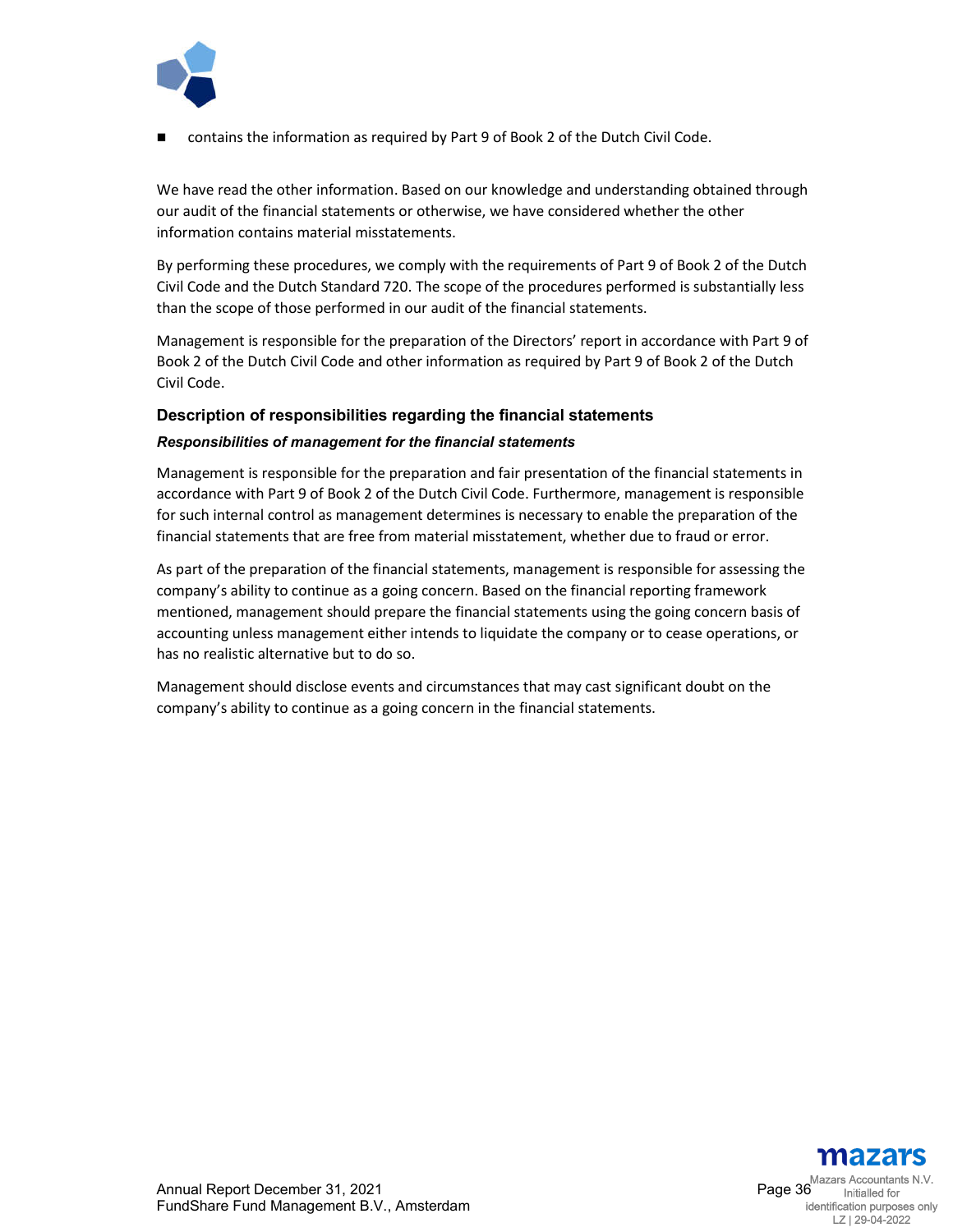- contains the information as required by Part 9 of Book 2 of the Dutch Civil Code.

We have read the other information. Based on our knowledge and understanding obtained through our audit of the financial statements or otherwise, we have considered whether the other information contains material misstatements.

By performing these procedures, we comply with the requirements of Part 9 of Book 2 of the Dutch Civil Code and the Dutch Standard 720. The scope of the procedures performed is substantially less than the scope of those performed in our audit of the financial statements.

Management is responsible for the preparation of the Directors' report in accordance with Part 9 of Book 2 of the Dutch Civil Code and other information as required by Part 9 of Book 2 of the Dutch Civil Code.

## Description of responsibilities regarding the financial statements

### *Responsibilities of management for the financial statements*

Management is responsible for the preparation and fair presentation of the financial statements in accordance with Part 9 of Book 2 of the Dutch Civil Code. Furthermore, management is responsible for such internal control as management determines is necessary to enable the preparation of the financial statements that are free from material misstatement, whether due to fraud or error.

As part of the preparation of the financial statements, management is responsible for assessing the company's ability to continue as a going concern. Based on the financial reporting framework mentioned, management should prepare the financial statements using the going concern basis of accounting unless management either intends to liquidate the company or to cease operations, or has no realistic alternative but to do so.

Management should disclose events and circumstances that may cast significant doubt on the company's ability to continue as a going concern in the financial statements.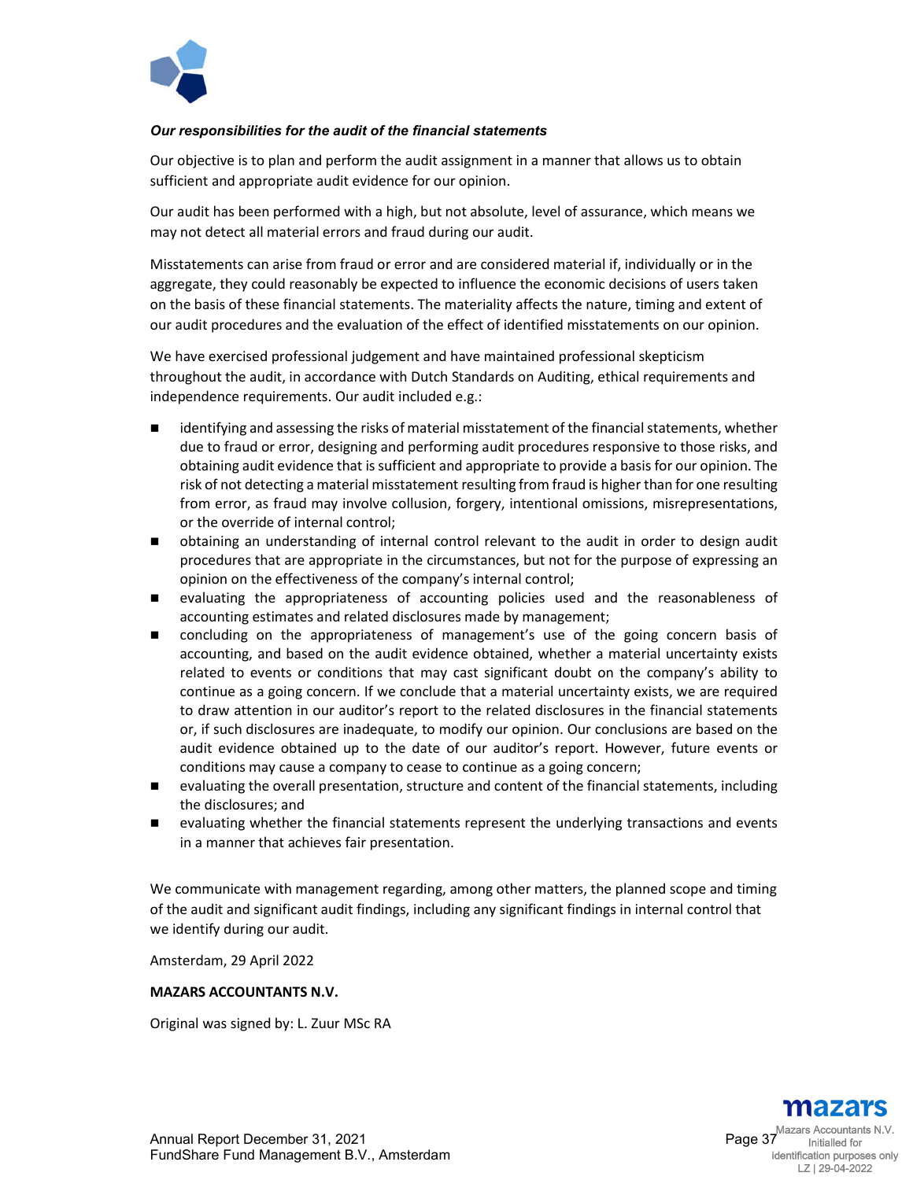***Our responsibilities for the audit of the financial statements***

Our objective is to plan and perform the audit assignment in a manner that allows us to obtain sufficient and appropriate audit evidence for our opinion.

Our audit has been performed with a high, but not absolute, level of assurance, which means we may not detect all material errors and fraud during our audit.

Misstatements can arise from fraud or error and are considered material if, individually or in the aggregate, they could reasonably be expected to influence the economic decisions of users taken on the basis of these financial statements. The materiality affects the nature, timing and extent of our audit procedures and the evaluation of the effect of identified misstatements on our opinion.

We have exercised professional judgement and have maintained professional skepticism throughout the audit, in accordance with Dutch Standards on Auditing, ethical requirements and independence requirements. Our audit included e.g.:

- identifying and assessing the risks of material misstatement of the financial statements, whether due to fraud or error, designing and performing audit procedures responsive to those risks, and obtaining audit evidence that is sufficient and appropriate to provide a basis for our opinion. The risk of not detecting a material misstatement resulting from fraud is higher than for one resulting from error, as fraud may involve collusion, forgery, intentional omissions, misrepresentations, or the override of internal control;
- obtaining an understanding of internal control relevant to the audit in order to design audit procedures that are appropriate in the circumstances, but not for the purpose of expressing an opinion on the effectiveness of the company's internal control;
- evaluating the appropriateness of accounting policies used and the reasonableness of accounting estimates and related disclosures made by management;
- concluding on the appropriateness of management's use of the going concern basis of accounting, and based on the audit evidence obtained, whether a material uncertainty exists related to events or conditions that may cast significant doubt on the company's ability to continue as a going concern. If we conclude that a material uncertainty exists, we are required to draw attention in our auditor's report to the related disclosures in the financial statements or, if such disclosures are inadequate, to modify our opinion. Our conclusions are based on the audit evidence obtained up to the date of our auditor's report. However, future events or conditions may cause a company to cease to continue as a going concern;
- evaluating the overall presentation, structure and content of the financial statements, including the disclosures; and
- evaluating whether the financial statements represent the underlying transactions and events in a manner that achieves fair presentation.

We communicate with management regarding, among other matters, the planned scope and timing of the audit and significant audit findings, including any significant findings in internal control that we identify during our audit.

Amsterdam, 29 April 2022

**MAZARS ACCOUNTANTS N.V.**

Original was signed by: L. Zuur MSc RA

Mazars Accountants N.V.
Initialled for identification purposes only
LZ | 29-04-2022